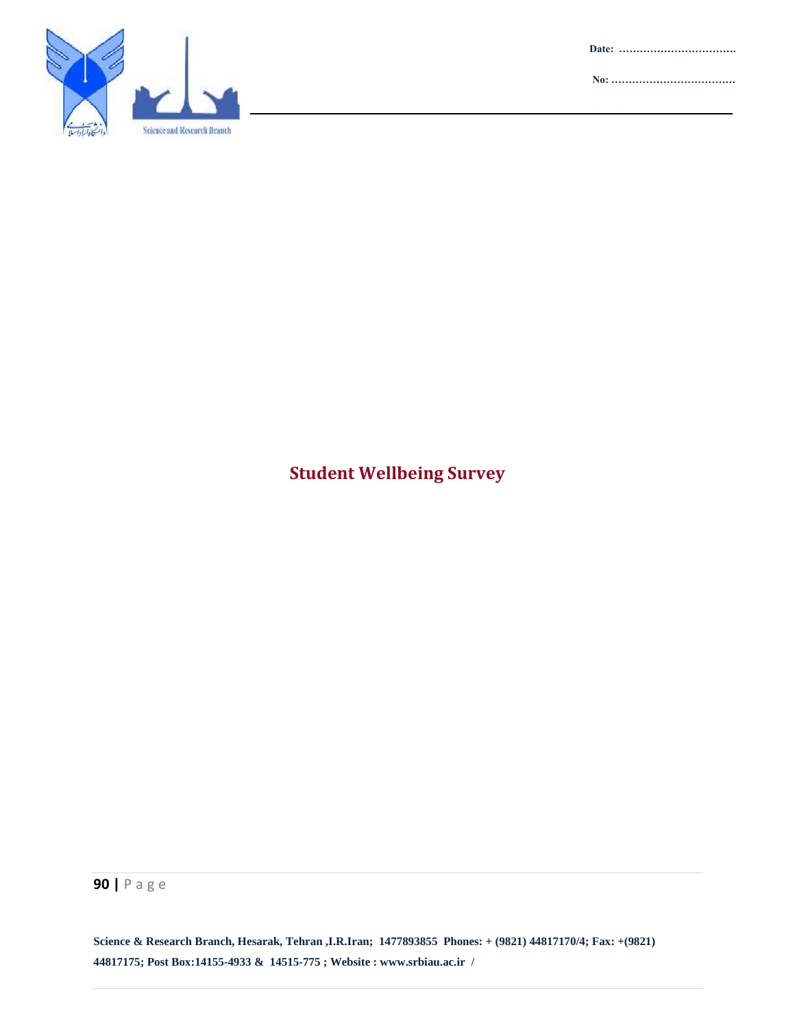Date: …………………………….

No: ………………………………

**Student Wellbeing Survey**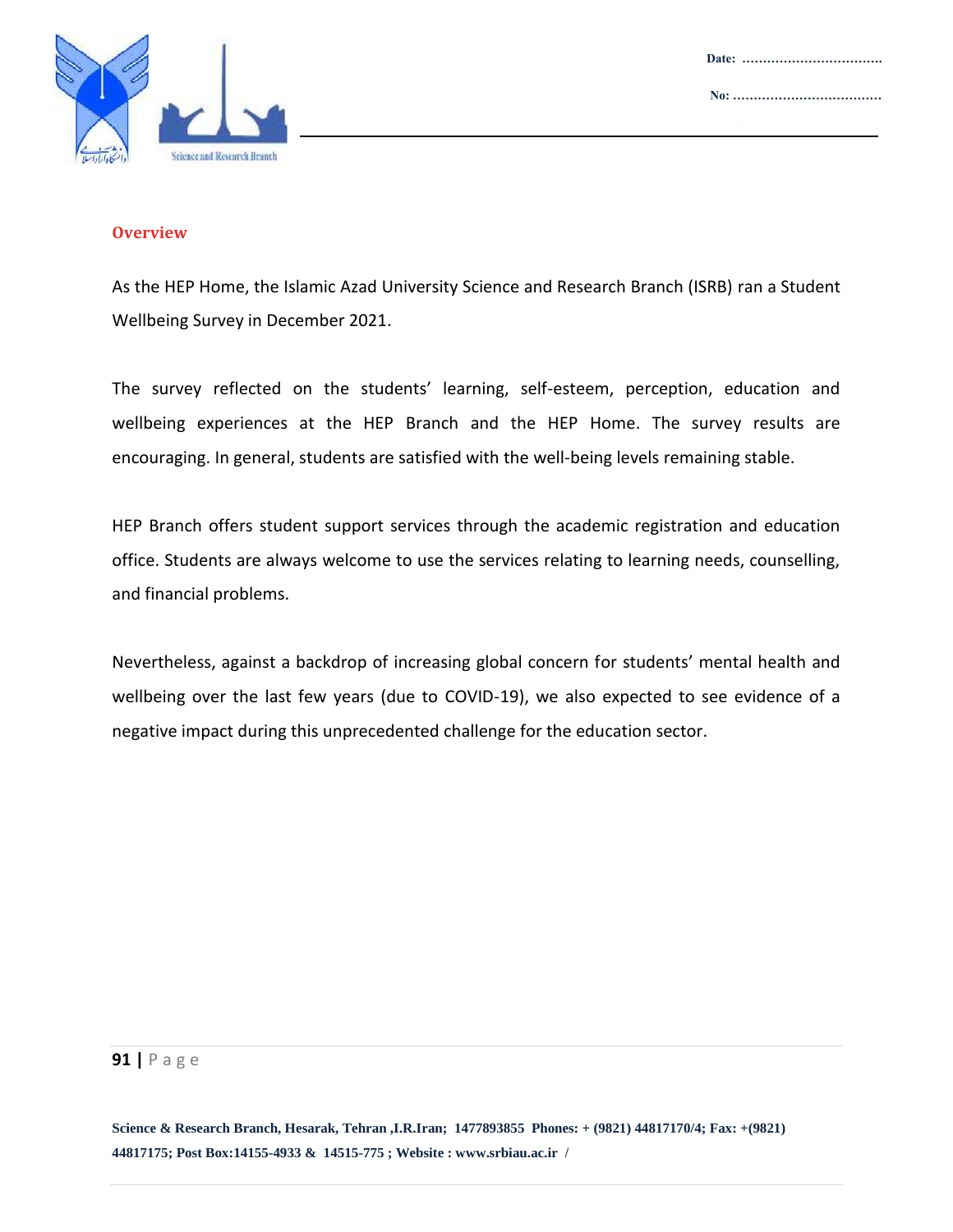## Overview

As the HEP Home, the Islamic Azad University Science and Research Branch (ISRB) ran a Student Wellbeing Survey in December 2021.

The survey reflected on the students' learning, self-esteem, perception, education and wellbeing experiences at the HEP Branch and the HEP Home. The survey results are encouraging. In general, students are satisfied with the well-being levels remaining stable.

HEP Branch offers student support services through the academic registration and education office. Students are always welcome to use the services relating to learning needs, counselling, and financial problems.

Nevertheless, against a backdrop of increasing global concern for students' mental health and wellbeing over the last few years (due to COVID-19), we also expected to see evidence of a negative impact during this unprecedented challenge for the education sector.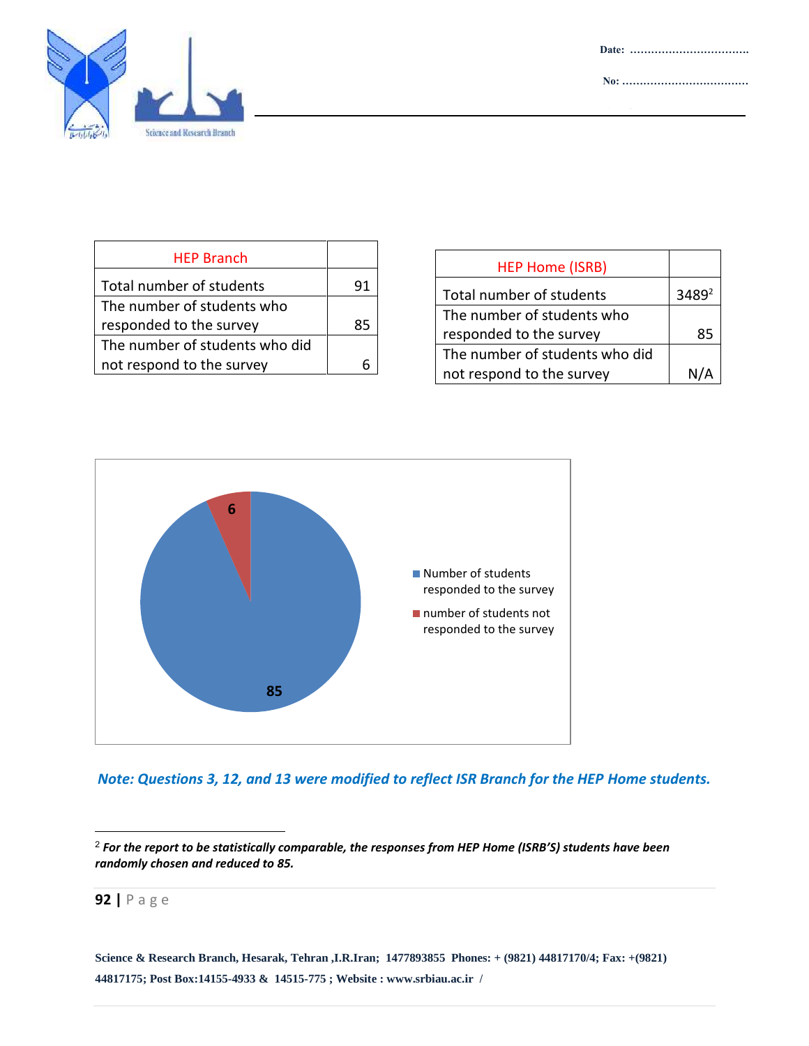| HEP Branch | |
|---|---|
| Total number of students | 91 |
| The number of students who responded to the survey | 85 |
| The number of students who did not respond to the survey | 6 |

| HEP Home (ISRB) | |
|---|---|
| Total number of students | 3489[2] |
| The number of students who responded to the survey | 85 |
| The number of students who did not respond to the survey | N/A |

**Note: Questions 3, 12, and 13 were modified to reflect ISR Branch for the HEP Home students.**

---

[2] ***For the report to be statistically comparable, the responses from HEP Home (ISRB'S) students have been randomly chosen and reduced to 85.***

**Science & Research Branch, Hesarak, Tehran ,I.R.Iran; 1477893855 Phones: + (9821) 44817170/4; Fax: +(9821) 44817175; Post Box:14155-4933 & 14515-775 ; Website : www.srbiau.ac.ir /**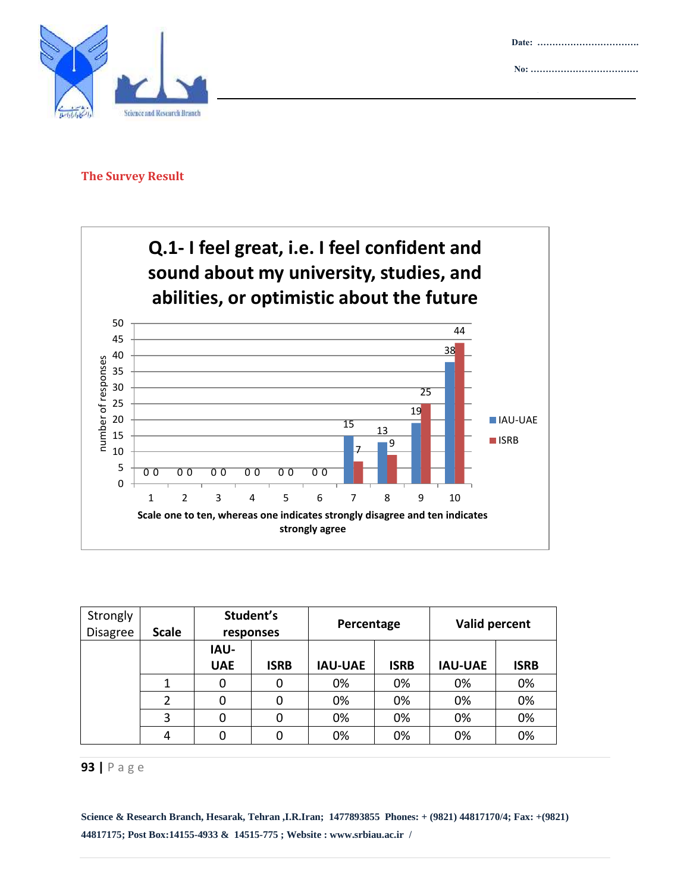## The Survey Result

**Q.1- I feel great, i.e. I feel confident and sound about my university, studies, and abilities, or optimistic about the future**

| Scale | IAU-UAE | ISRB |
|---|---|---|
| 1 | 0 | 0 |
| 2 | 0 | 0 |
| 3 | 0 | 0 |
| 4 | 0 | 0 |
| 5 | 0 | 0 |
| 6 | 0 | 0 |
| 7 | 15 | 7 |
| 8 | 13 | 9 |
| 9 | 19 | 25 |
| 10 | 38 | 44 |

Y-axis: number of responses

Scale one to ten, whereas one indicates strongly disagree and ten indicates strongly agree

| Strongly Disagree | Scale | Student's responses | | Percentage | | Valid percent | |
|---|---|---|---|---|---|---|---|
| | | IAU-UAE | ISRB | IAU-UAE | ISRB | IAU-UAE | ISRB |
| | 1 | 0 | 0 | 0% | 0% | 0% | 0% |
| | 2 | 0 | 0 | 0% | 0% | 0% | 0% |
| | 3 | 0 | 0 | 0% | 0% | 0% | 0% |
| | 4 | 0 | 0 | 0% | 0% | 0% | 0% |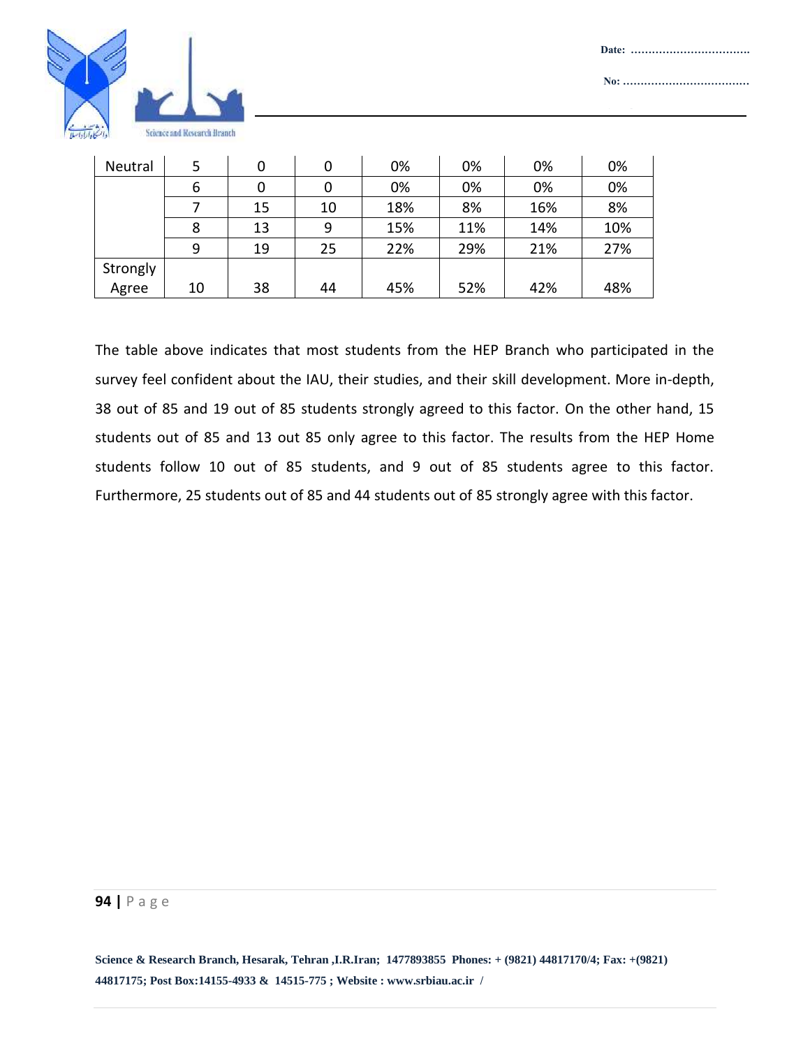| Neutral | 5 | 0 | 0 | 0% | 0% | 0% | 0% |
|---|---|---|---|---|---|---|---|
| | 6 | 0 | 0 | 0% | 0% | 0% | 0% |
| | 7 | 15 | 10 | 18% | 8% | 16% | 8% |
| | 8 | 13 | 9 | 15% | 11% | 14% | 10% |
| | 9 | 19 | 25 | 22% | 29% | 21% | 27% |
| Strongly Agree | 10 | 38 | 44 | 45% | 52% | 42% | 48% |

The table above indicates that most students from the HEP Branch who participated in the survey feel confident about the IAU, their studies, and their skill development. More in-depth, 38 out of 85 and 19 out of 85 students strongly agreed to this factor. On the other hand, 15 students out of 85 and 13 out 85 only agree to this factor. The results from the HEP Home students follow 10 out of 85 students, and 9 out of 85 students agree to this factor. Furthermore, 25 students out of 85 and 44 students out of 85 strongly agree with this factor.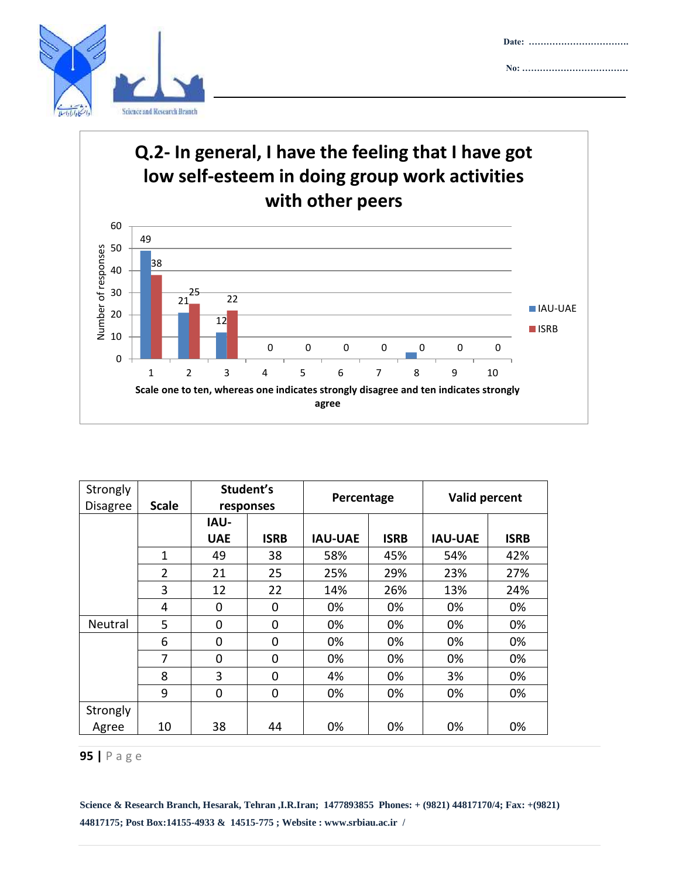## Q.2- In general, I have the feeling that I have got low self-esteem in doing group work activities with other peers

| Strongly Disagree | Scale | Student's responses | | Percentage | | Valid percent | |
|---|---|---|---|---|---|---|---|
| | | IAU-UAE | ISRB | IAU-UAE | ISRB | IAU-UAE | ISRB |
| | 1 | 49 | 38 | 58% | 45% | 54% | 42% |
| | 2 | 21 | 25 | 25% | 29% | 23% | 27% |
| | 3 | 12 | 22 | 14% | 26% | 13% | 24% |
| | 4 | 0 | 0 | 0% | 0% | 0% | 0% |
| Neutral | 5 | 0 | 0 | 0% | 0% | 0% | 0% |
| | 6 | 0 | 0 | 0% | 0% | 0% | 0% |
| | 7 | 0 | 0 | 0% | 0% | 0% | 0% |
| | 8 | 3 | 0 | 4% | 0% | 3% | 0% |
| | 9 | 0 | 0 | 0% | 0% | 0% | 0% |
| Strongly Agree | 10 | 38 | 44 | 0% | 0% | 0% | 0% |

Science & Research Branch, Hesarak, Tehran ,I.R.Iran; 1477893855 Phones: + (9821) 44817170/4; Fax: +(9821) 44817175; Post Box:14155-4933 & 14515-775 ; Website : www.srbiau.ac.ir /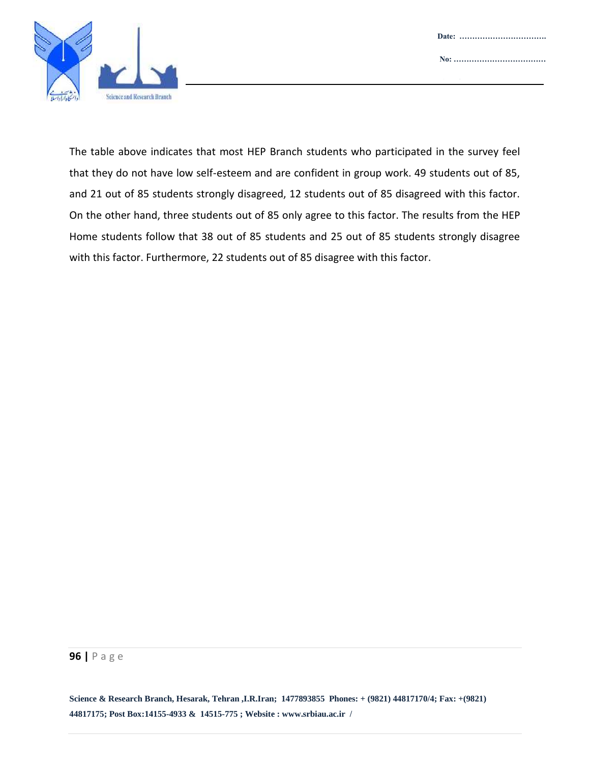The table above indicates that most HEP Branch students who participated in the survey feel that they do not have low self-esteem and are confident in group work. 49 students out of 85, and 21 out of 85 students strongly disagreed, 12 students out of 85 disagreed with this factor. On the other hand, three students out of 85 only agree to this factor. The results from the HEP Home students follow that 38 out of 85 students and 25 out of 85 students strongly disagree with this factor. Furthermore, 22 students out of 85 disagree with this factor.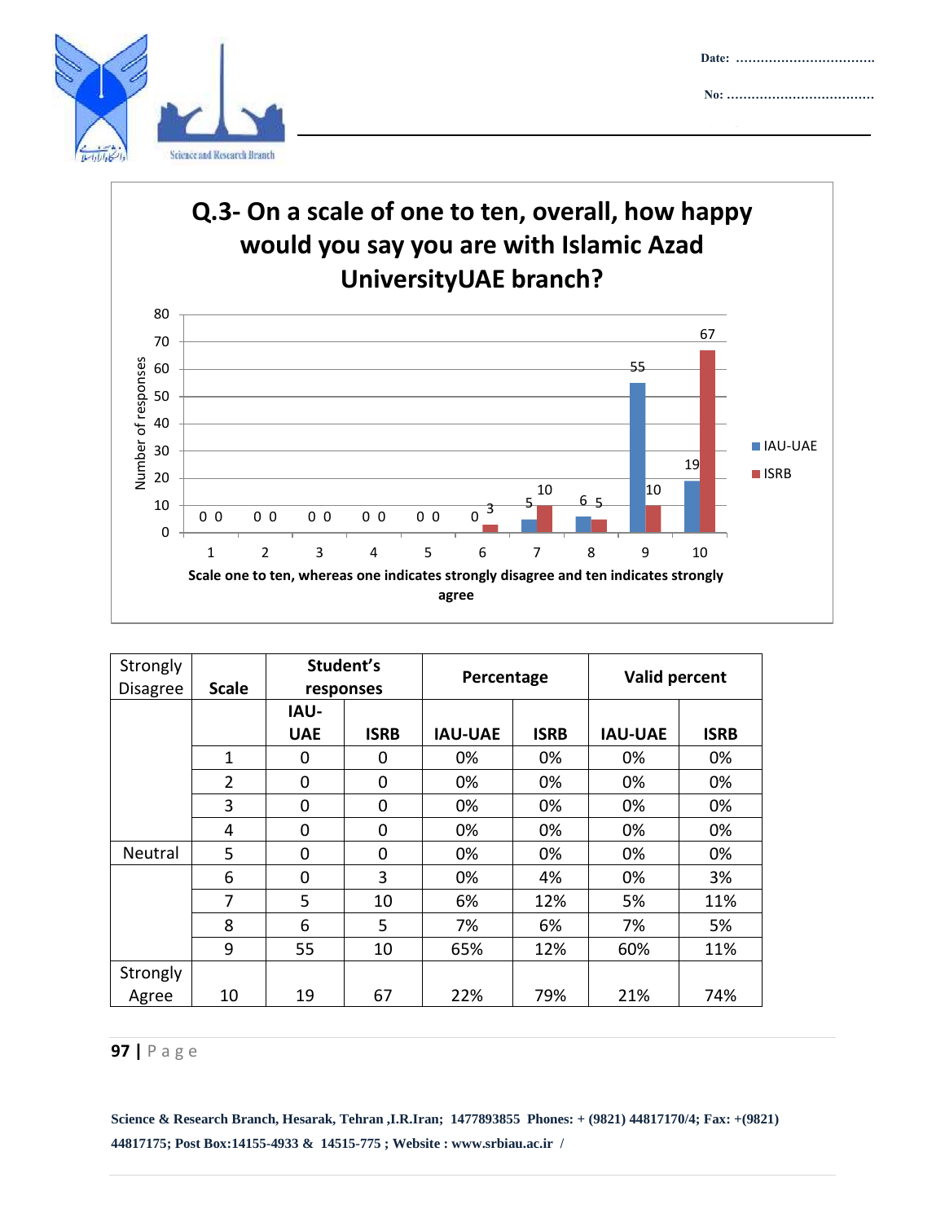## Q.3- On a scale of one to ten, overall, how happy would you say you are with Islamic Azad UniversityUAE branch?

| Scale | IAU-UAE | ISRB |
|---|---|---|
| 1 | 0 | 0 |
| 2 | 0 | 0 |
| 3 | 0 | 0 |
| 4 | 0 | 0 |
| 5 | 0 | 0 |
| 6 | 0 | 3 |
| 7 | 5 | 10 |
| 8 | 6 | 5 |
| 9 | 55 | 10 |
| 10 | 19 | 67 |

Number of responses

Scale one to ten, whereas one indicates strongly disagree and ten indicates strongly agree

| Strongly Disagree | Scale | Student's responses | | Percentage | | Valid percent | |
|---|---|---|---|---|---|---|---|
| | | IAU-UAE | ISRB | IAU-UAE | ISRB | IAU-UAE | ISRB |
| | 1 | 0 | 0 | 0% | 0% | 0% | 0% |
| | 2 | 0 | 0 | 0% | 0% | 0% | 0% |
| | 3 | 0 | 0 | 0% | 0% | 0% | 0% |
| | 4 | 0 | 0 | 0% | 0% | 0% | 0% |
| Neutral | 5 | 0 | 0 | 0% | 0% | 0% | 0% |
| | 6 | 0 | 3 | 0% | 4% | 0% | 3% |
| | 7 | 5 | 10 | 6% | 12% | 5% | 11% |
| | 8 | 6 | 5 | 7% | 6% | 7% | 5% |
| | 9 | 55 | 10 | 65% | 12% | 60% | 11% |
| Strongly Agree | 10 | 19 | 67 | 22% | 79% | 21% | 74% |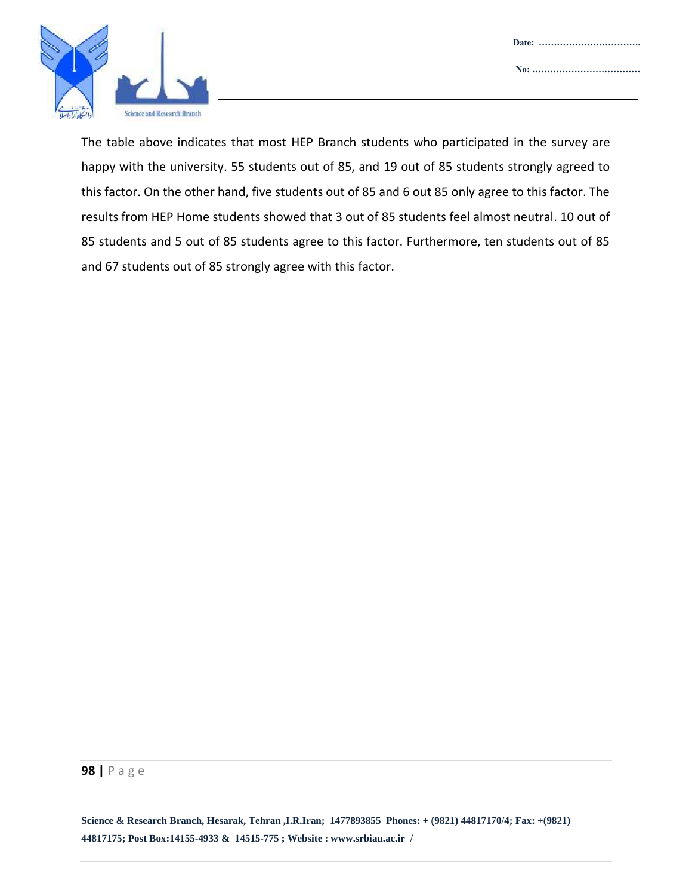The table above indicates that most HEP Branch students who participated in the survey are happy with the university. 55 students out of 85, and 19 out of 85 students strongly agreed to this factor. On the other hand, five students out of 85 and 6 out 85 only agree to this factor. The results from HEP Home students showed that 3 out of 85 students feel almost neutral. 10 out of 85 students and 5 out of 85 students agree to this factor. Furthermore, ten students out of 85 and 67 students out of 85 strongly agree with this factor.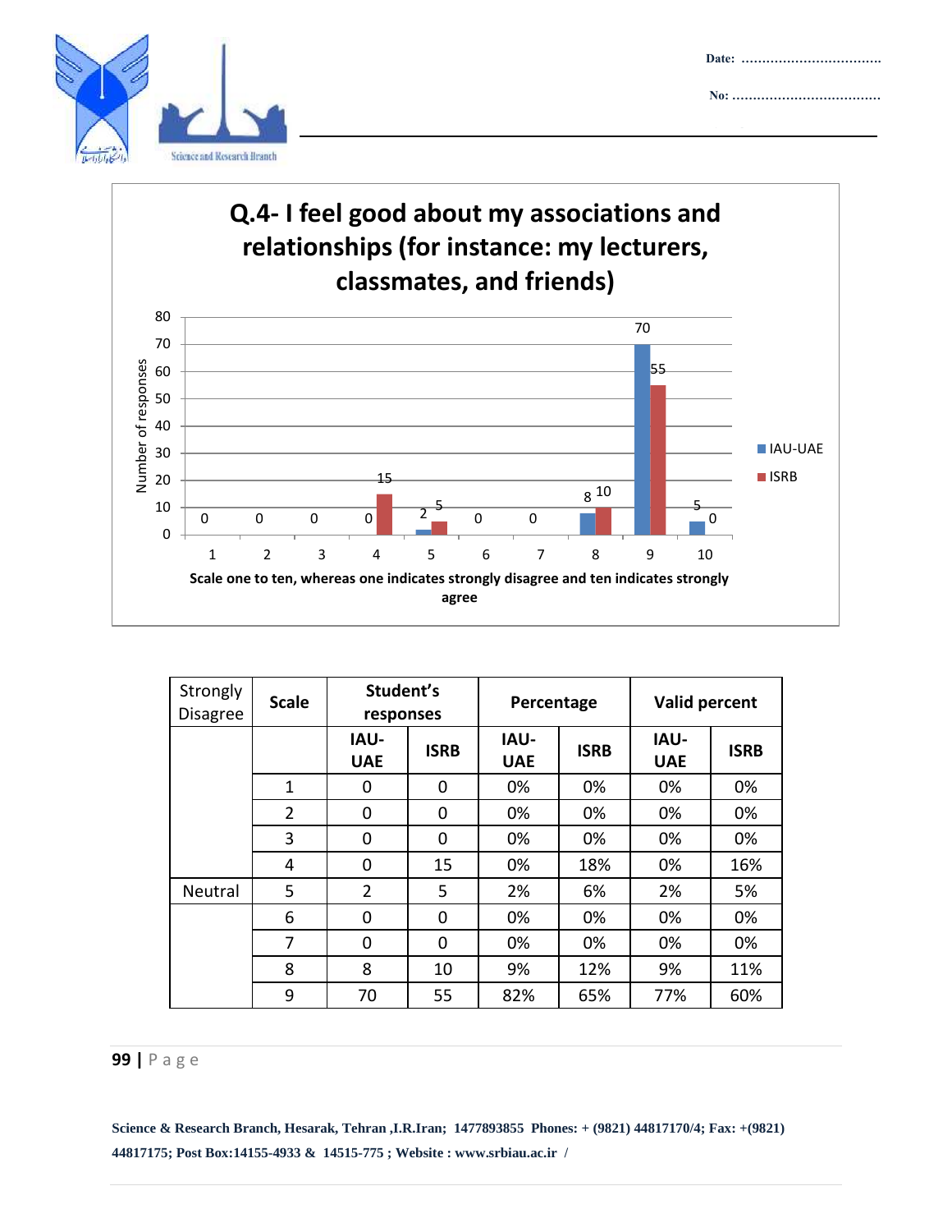**Q.4- I feel good about my associations and relationships (for instance: my lecturers, classmates, and friends)**

Scale one to ten, whereas one indicates strongly disagree and ten indicates strongly agree

| Strongly Disagree | Scale | Student's responses | | Percentage | | Valid percent | |
|---|---|---|---|---|---|---|---|
| | | IAU-UAE | ISRB | IAU-UAE | ISRB | IAU-UAE | ISRB |
| | 1 | 0 | 0 | 0% | 0% | 0% | 0% |
| | 2 | 0 | 0 | 0% | 0% | 0% | 0% |
| | 3 | 0 | 0 | 0% | 0% | 0% | 0% |
| | 4 | 0 | 15 | 0% | 18% | 0% | 16% |
| Neutral | 5 | 2 | 5 | 2% | 6% | 2% | 5% |
| | 6 | 0 | 0 | 0% | 0% | 0% | 0% |
| | 7 | 0 | 0 | 0% | 0% | 0% | 0% |
| | 8 | 8 | 10 | 9% | 12% | 9% | 11% |
| | 9 | 70 | 55 | 82% | 65% | 77% | 60% |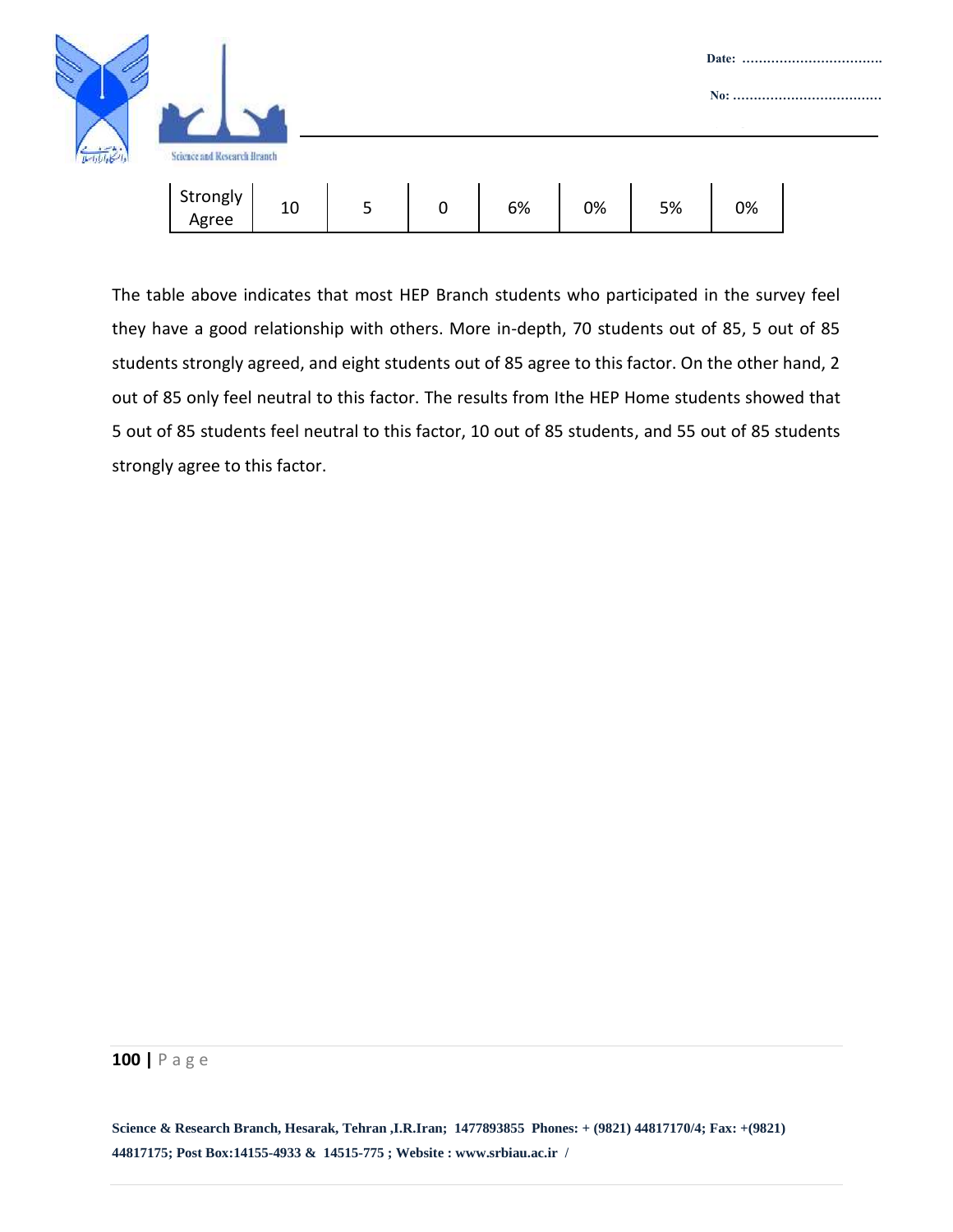| Strongly Agree | 10 | 5 | 0 | 6% | 0% | 5% | 0% |
|---|---|---|---|---|---|---|---|

The table above indicates that most HEP Branch students who participated in the survey feel they have a good relationship with others. More in-depth, 70 students out of 85, 5 out of 85 students strongly agreed, and eight students out of 85 agree to this factor. On the other hand, 2 out of 85 only feel neutral to this factor. The results from Ithe HEP Home students showed that 5 out of 85 students feel neutral to this factor, 10 out of 85 students, and 55 out of 85 students strongly agree to this factor.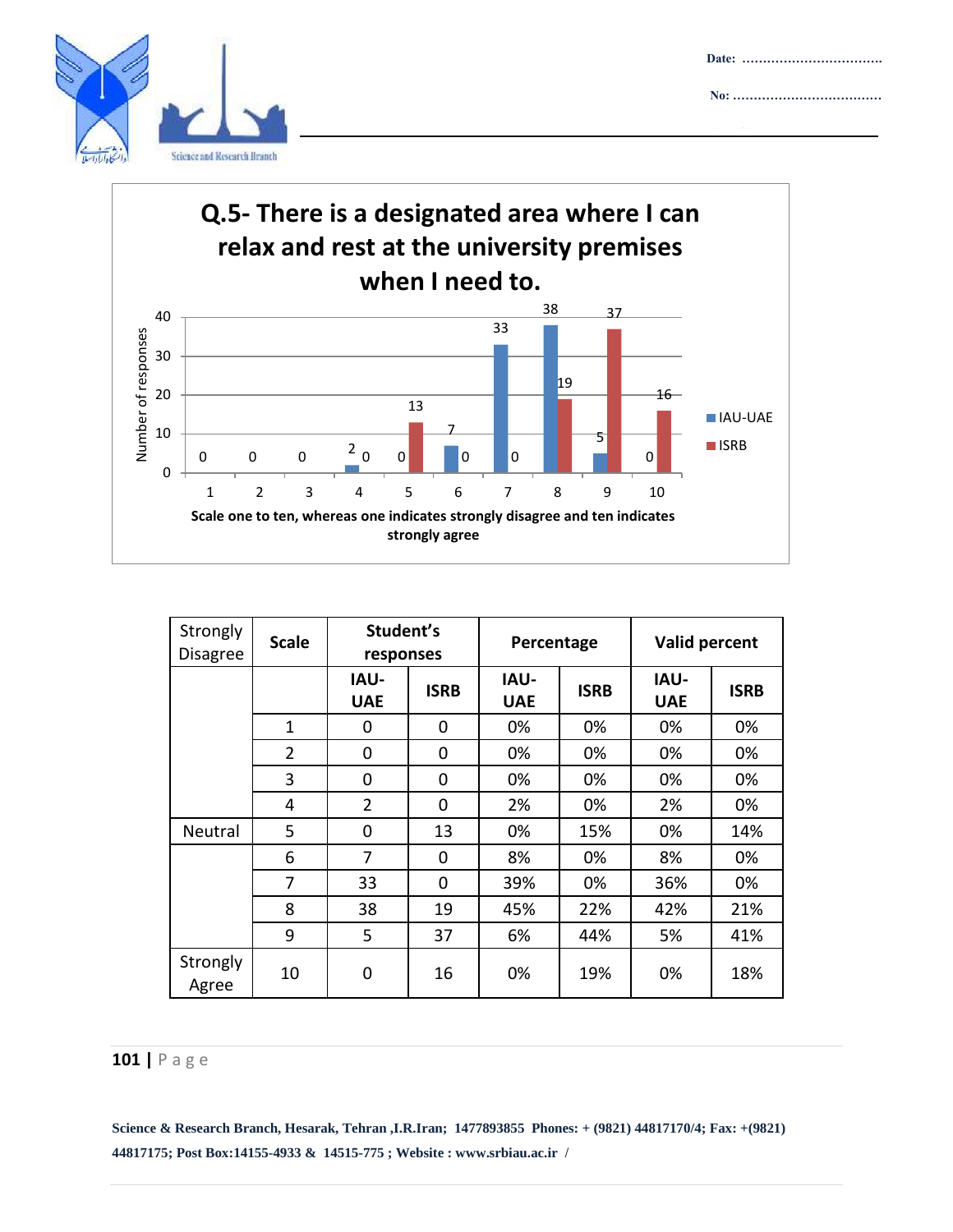## Q.5- There is a designated area where I can relax and rest at the university premises when I need to.

| Scale | IAU-UAE | ISRB |
|---|---|---|
| 1 | 0 | 0 |
| 2 | 0 | 0 |
| 3 | 0 | 0 |
| 4 | 2 | 0 |
| 5 | 0 | 13 |
| 6 | 7 | 0 |
| 7 | 33 | 0 |
| 8 | 38 | 19 |
| 9 | 5 | 37 |
| 10 | 0 | 16 |

Number of responses

Scale one to ten, whereas one indicates strongly disagree and ten indicates strongly agree

| Strongly Disagree | Scale | Student's responses | | Percentage | | Valid percent | |
|---|---|---|---|---|---|---|---|
| | | IAU-UAE | ISRB | IAU-UAE | ISRB | IAU-UAE | ISRB |
| | 1 | 0 | 0 | 0% | 0% | 0% | 0% |
| | 2 | 0 | 0 | 0% | 0% | 0% | 0% |
| | 3 | 0 | 0 | 0% | 0% | 0% | 0% |
| | 4 | 2 | 0 | 2% | 0% | 2% | 0% |
| Neutral | 5 | 0 | 13 | 0% | 15% | 0% | 14% |
| | 6 | 7 | 0 | 8% | 0% | 8% | 0% |
| | 7 | 33 | 0 | 39% | 0% | 36% | 0% |
| | 8 | 38 | 19 | 45% | 22% | 42% | 21% |
| | 9 | 5 | 37 | 6% | 44% | 5% | 41% |
| Strongly Agree | 10 | 0 | 16 | 0% | 19% | 0% | 18% |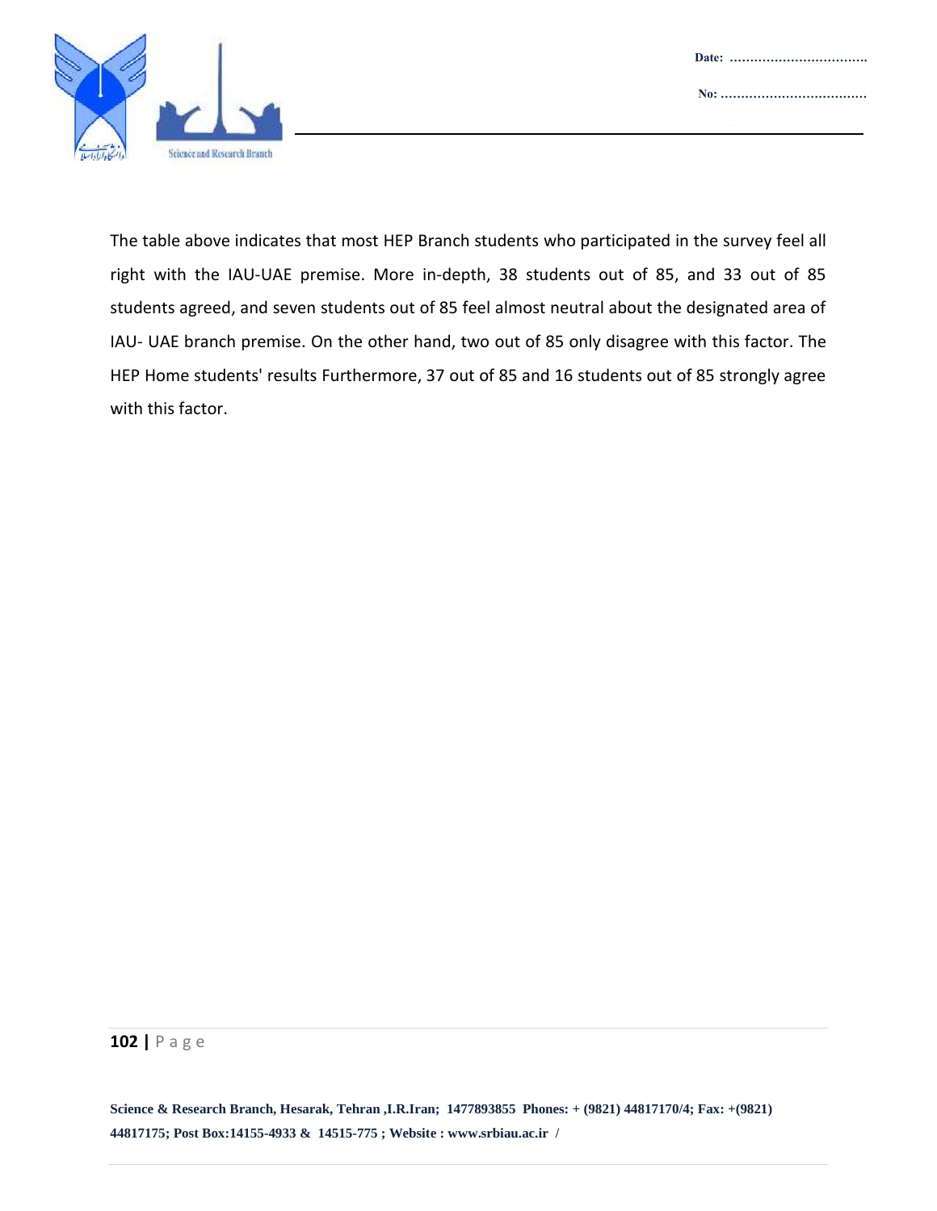The table above indicates that most HEP Branch students who participated in the survey feel all right with the IAU-UAE premise. More in-depth, 38 students out of 85, and 33 out of 85 students agreed, and seven students out of 85 feel almost neutral about the designated area of IAU- UAE branch premise. On the other hand, two out of 85 only disagree with this factor. The HEP Home students' results Furthermore, 37 out of 85 and 16 students out of 85 strongly agree with this factor.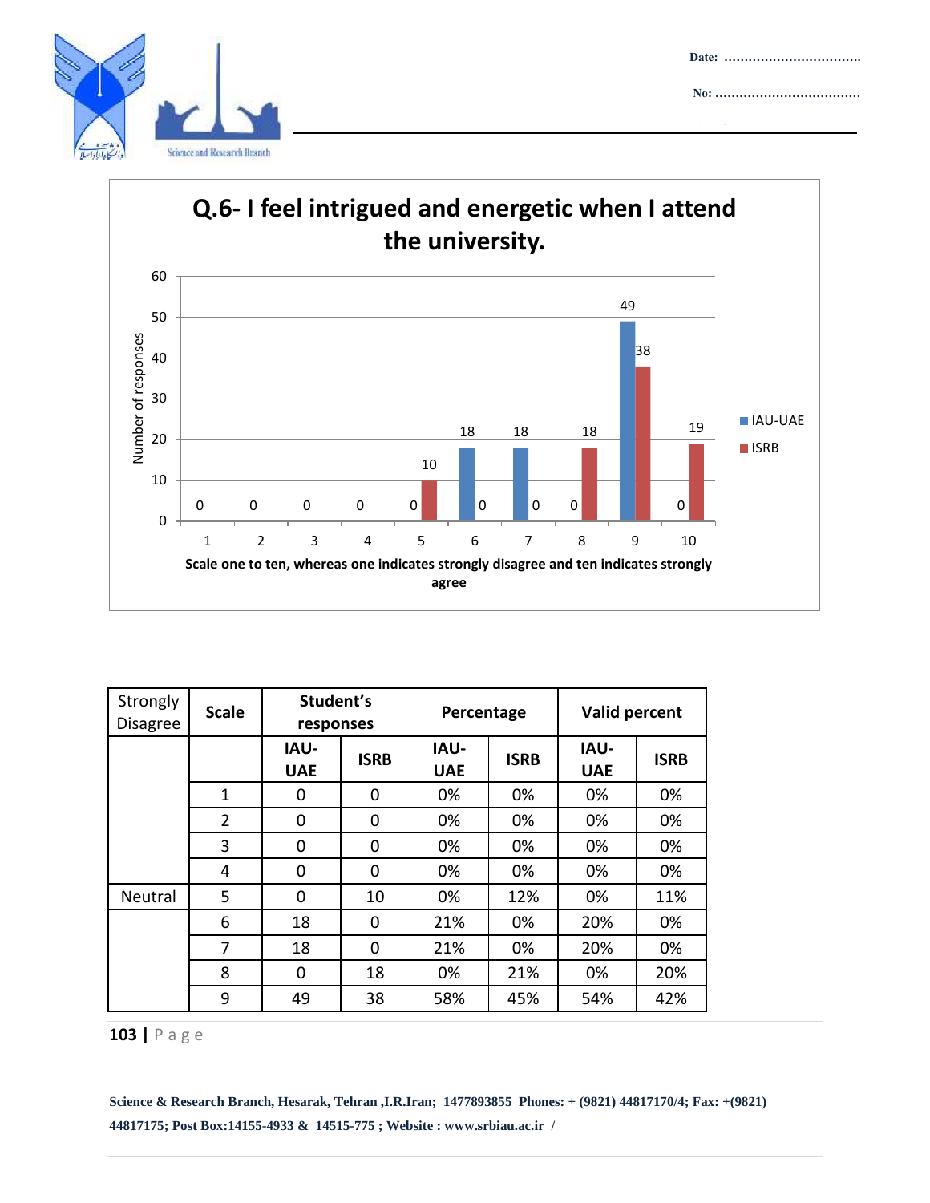## Q.6- I feel intrigued and energetic when I attend the university.

| Scale | IAU-UAE | ISRB |
|---|---|---|
| 1 | 0 | 0 |
| 2 | 0 | 0 |
| 3 | 0 | 0 |
| 4 | 0 | 0 |
| 5 | 0 | 10 |
| 6 | 18 | 0 |
| 7 | 18 | 0 |
| 8 | 0 | 18 |
| 9 | 49 | 38 |
| 10 | 0 | 19 |

Number of responses

Scale one to ten, whereas one indicates strongly disagree and ten indicates strongly agree

| Strongly Disagree | Scale | Student's responses | | Percentage | | Valid percent | |
|---|---|---|---|---|---|---|---|
| | | IAU-UAE | ISRB | IAU-UAE | ISRB | IAU-UAE | ISRB |
| | 1 | 0 | 0 | 0% | 0% | 0% | 0% |
| | 2 | 0 | 0 | 0% | 0% | 0% | 0% |
| | 3 | 0 | 0 | 0% | 0% | 0% | 0% |
| | 4 | 0 | 0 | 0% | 0% | 0% | 0% |
| Neutral | 5 | 0 | 10 | 0% | 12% | 0% | 11% |
| | 6 | 18 | 0 | 21% | 0% | 20% | 0% |
| | 7 | 18 | 0 | 21% | 0% | 20% | 0% |
| | 8 | 0 | 18 | 0% | 21% | 0% | 20% |
| | 9 | 49 | 38 | 58% | 45% | 54% | 42% |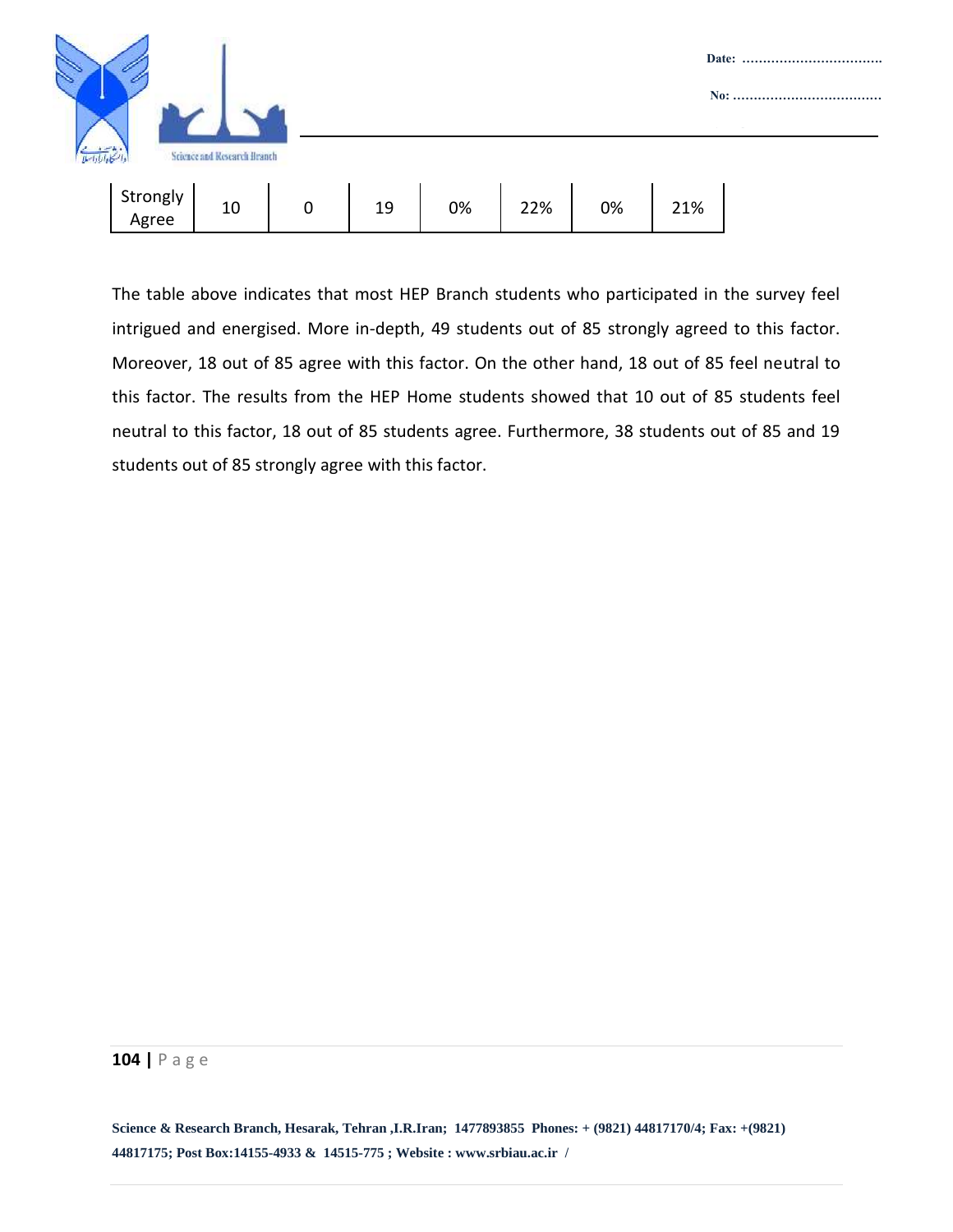| Strongly Agree | 10 | 0 | 19 | 0% | 22% | 0% | 21% |
|---|---|---|---|---|---|---|---|

The table above indicates that most HEP Branch students who participated in the survey feel intrigued and energised. More in-depth, 49 students out of 85 strongly agreed to this factor. Moreover, 18 out of 85 agree with this factor. On the other hand, 18 out of 85 feel neutral to this factor. The results from the HEP Home students showed that 10 out of 85 students feel neutral to this factor, 18 out of 85 students agree. Furthermore, 38 students out of 85 and 19 students out of 85 strongly agree with this factor.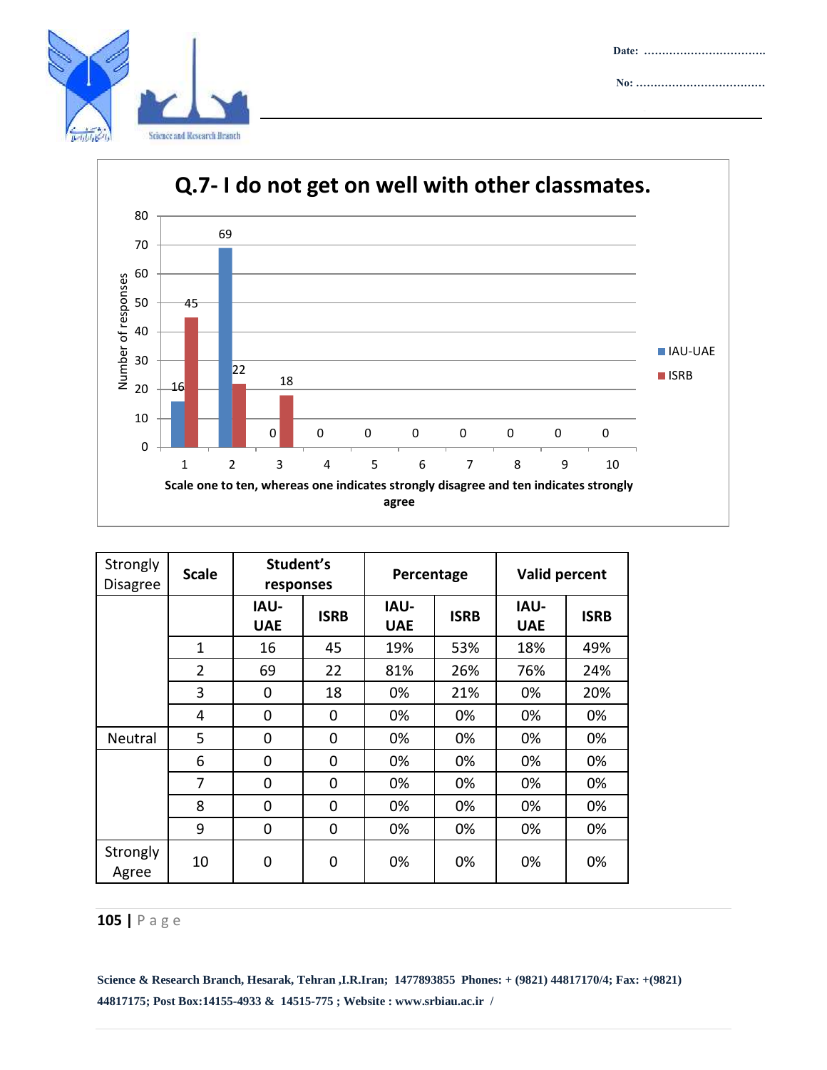Q.7- I do not get on well with other classmates.

| Strongly Disagree | Scale | Student's responses | | Percentage | | Valid percent | |
|---|---|---|---|---|---|---|---|
| | | IAU-UAE | ISRB | IAU-UAE | ISRB | IAU-UAE | ISRB |
| | 1 | 16 | 45 | 19% | 53% | 18% | 49% |
| | 2 | 69 | 22 | 81% | 26% | 76% | 24% |
| | 3 | 0 | 18 | 0% | 21% | 0% | 20% |
| | 4 | 0 | 0 | 0% | 0% | 0% | 0% |
| Neutral | 5 | 0 | 0 | 0% | 0% | 0% | 0% |
| | 6 | 0 | 0 | 0% | 0% | 0% | 0% |
| | 7 | 0 | 0 | 0% | 0% | 0% | 0% |
| | 8 | 0 | 0 | 0% | 0% | 0% | 0% |
| | 9 | 0 | 0 | 0% | 0% | 0% | 0% |
| Strongly Agree | 10 | 0 | 0 | 0% | 0% | 0% | 0% |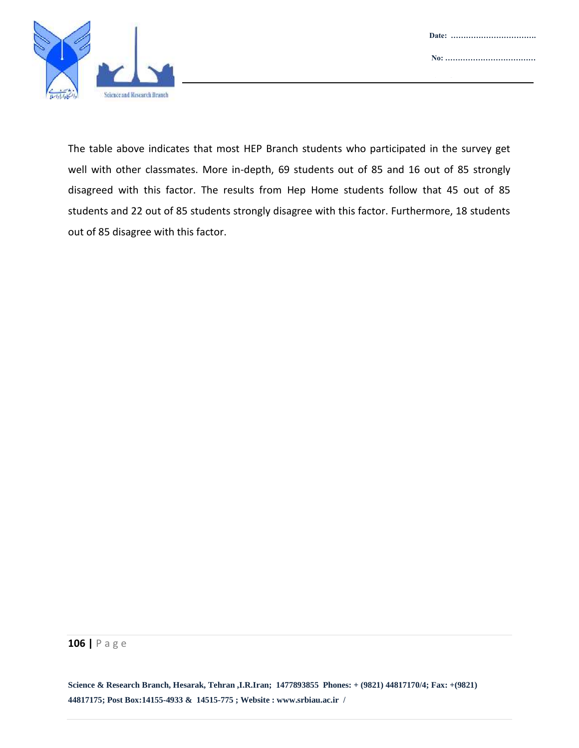The table above indicates that most HEP Branch students who participated in the survey get well with other classmates. More in-depth, 69 students out of 85 and 16 out of 85 strongly disagreed with this factor. The results from Hep Home students follow that 45 out of 85 students and 22 out of 85 students strongly disagree with this factor. Furthermore, 18 students out of 85 disagree with this factor.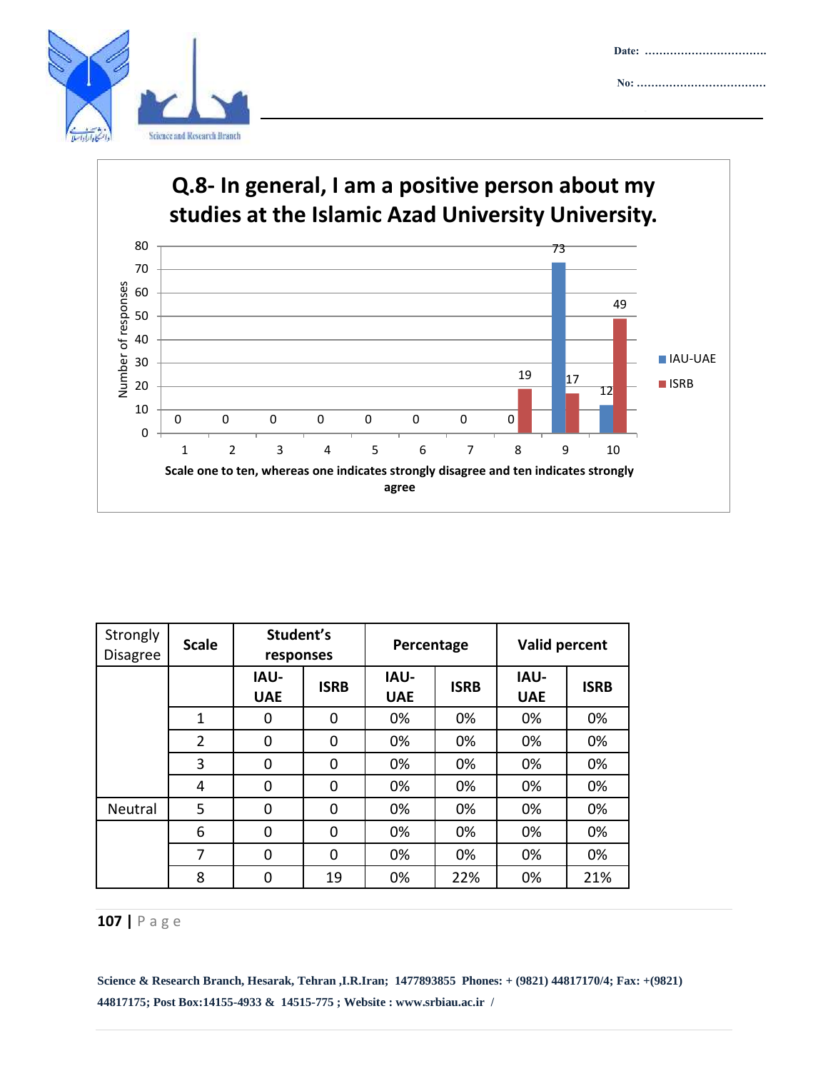**Q.8- In general, I am a positive person about my studies at the Islamic Azad University University.**

| Scale | IAU-UAE | ISRB |
|---|---|---|
| 1 | 0 | 0 |
| 2 | 0 | 0 |
| 3 | 0 | 0 |
| 4 | 0 | 0 |
| 5 | 0 | 0 |
| 6 | 0 | 0 |
| 7 | 0 | 0 |
| 8 | 0 | 19 |
| 9 | 73 | 17 |
| 10 | 12 | 49 |

Number of responses

Scale one to ten, whereas one indicates strongly disagree and ten indicates strongly agree

| Strongly Disagree | Scale | Student's responses | | Percentage | | Valid percent | |
|---|---|---|---|---|---|---|---|
| | | IAU-UAE | ISRB | IAU-UAE | ISRB | IAU-UAE | ISRB |
| | 1 | 0 | 0 | 0% | 0% | 0% | 0% |
| | 2 | 0 | 0 | 0% | 0% | 0% | 0% |
| | 3 | 0 | 0 | 0% | 0% | 0% | 0% |
| | 4 | 0 | 0 | 0% | 0% | 0% | 0% |
| Neutral | 5 | 0 | 0 | 0% | 0% | 0% | 0% |
| | 6 | 0 | 0 | 0% | 0% | 0% | 0% |
| | 7 | 0 | 0 | 0% | 0% | 0% | 0% |
| | 8 | 0 | 19 | 0% | 22% | 0% | 21% |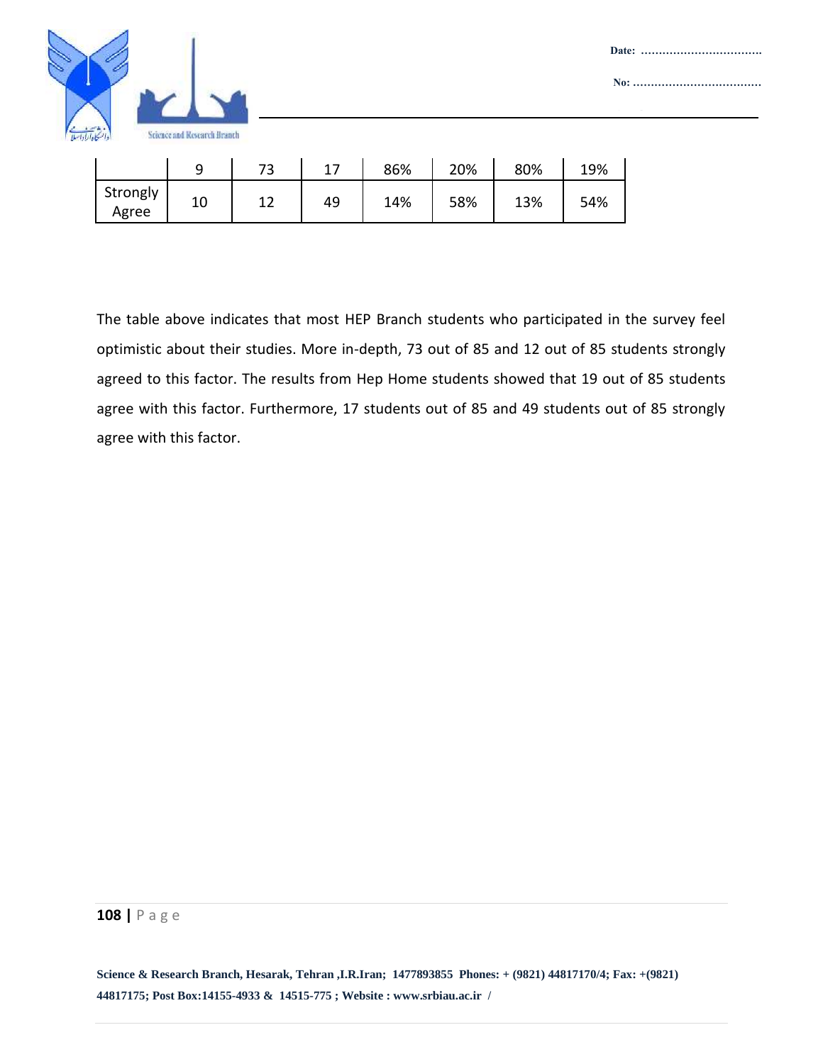| | | | | | | | |
|---|---|---|---|---|---|---|---|
| | 9 | 73 | 17 | 86% | 20% | 80% | 19% |
| Strongly Agree | 10 | 12 | 49 | 14% | 58% | 13% | 54% |

The table above indicates that most HEP Branch students who participated in the survey feel optimistic about their studies. More in-depth, 73 out of 85 and 12 out of 85 students strongly agreed to this factor. The results from Hep Home students showed that 19 out of 85 students agree with this factor. Furthermore, 17 students out of 85 and 49 students out of 85 strongly agree with this factor.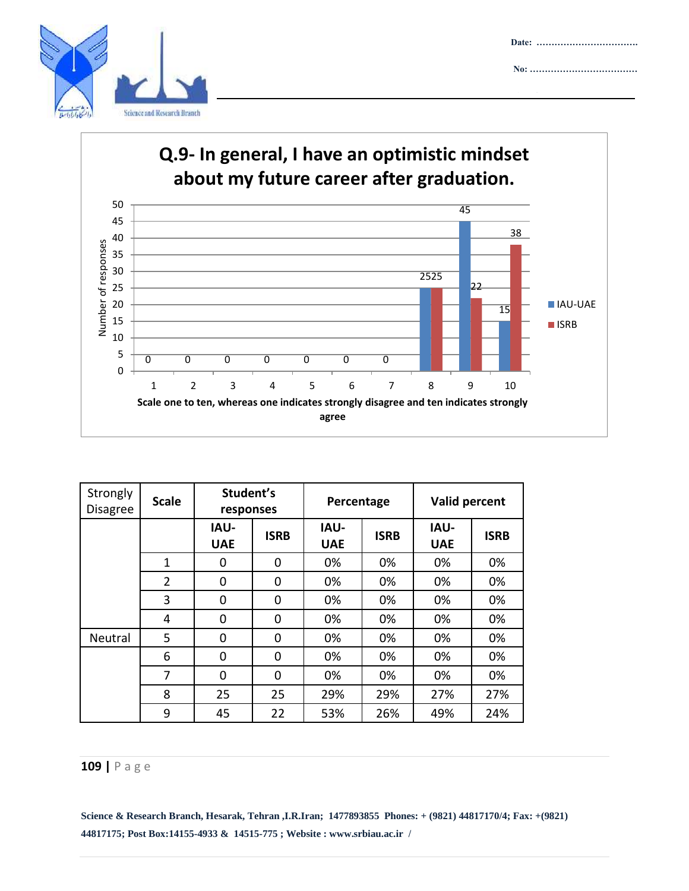**Q.9- In general, I have an optimistic mindset about my future career after graduation.**

| Scale | IAU-UAE | ISRB |
|---|---|---|
| 1 | 0 | 0 |
| 2 | 0 | 0 |
| 3 | 0 | 0 |
| 4 | 0 | 0 |
| 5 | 0 | 0 |
| 6 | 0 | 0 |
| 7 | 0 | 0 |
| 8 | 25 | 25 |
| 9 | 45 | 22 |
| 10 | 15 | 38 |

Number of responses

Scale one to ten, whereas one indicates strongly disagree and ten indicates strongly agree

| Strongly Disagree | Scale | Student's responses | | Percentage | | Valid percent | |
|---|---|---|---|---|---|---|---|
| | | IAU-UAE | ISRB | IAU-UAE | ISRB | IAU-UAE | ISRB |
| | 1 | 0 | 0 | 0% | 0% | 0% | 0% |
| | 2 | 0 | 0 | 0% | 0% | 0% | 0% |
| | 3 | 0 | 0 | 0% | 0% | 0% | 0% |
| | 4 | 0 | 0 | 0% | 0% | 0% | 0% |
| Neutral | 5 | 0 | 0 | 0% | 0% | 0% | 0% |
| | 6 | 0 | 0 | 0% | 0% | 0% | 0% |
| | 7 | 0 | 0 | 0% | 0% | 0% | 0% |
| | 8 | 25 | 25 | 29% | 29% | 27% | 27% |
| | 9 | 45 | 22 | 53% | 26% | 49% | 24% |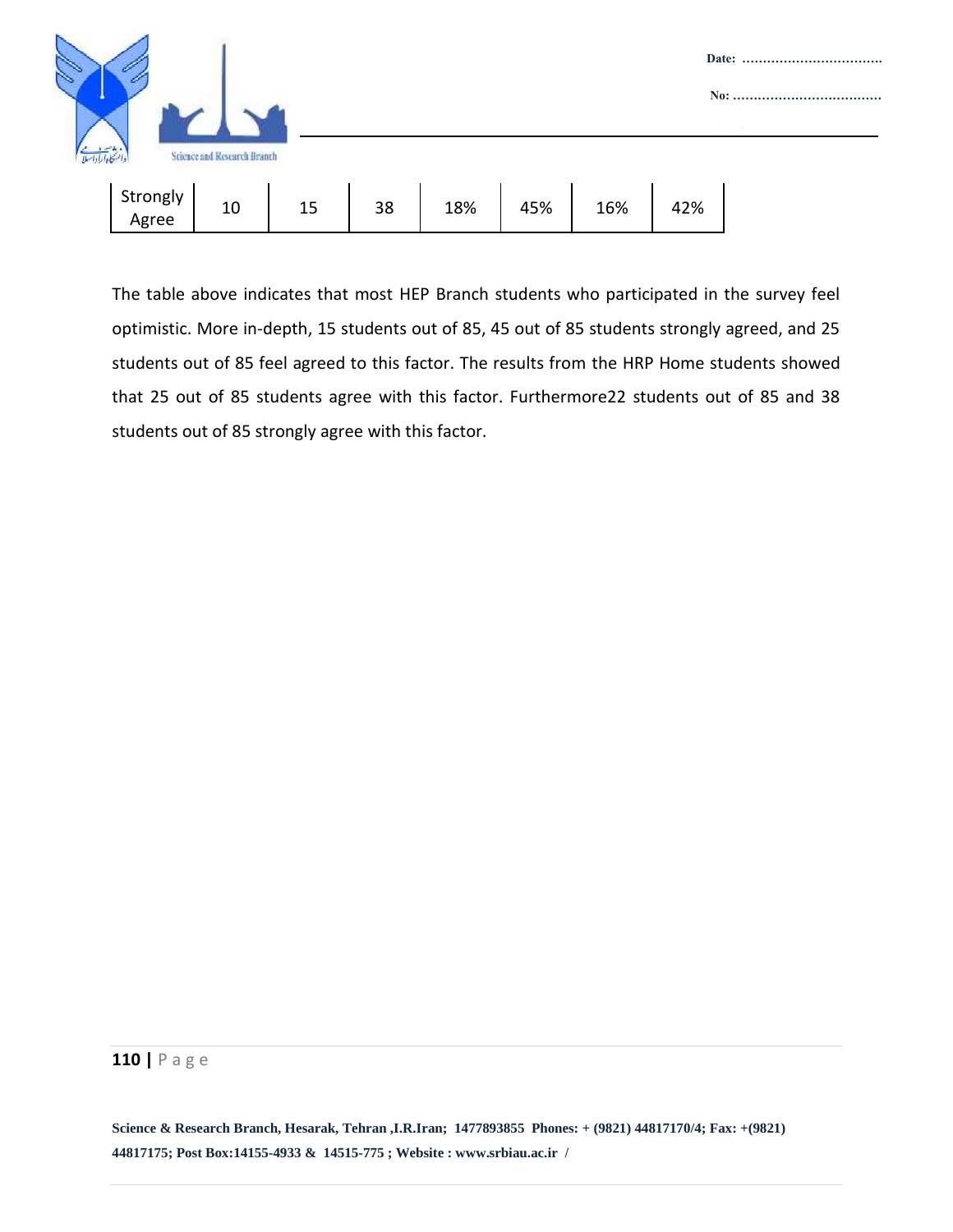| Strongly Agree | 10 | 15 | 38 | 18% | 45% | 16% | 42% |
|---|---|---|---|---|---|---|---|

The table above indicates that most HEP Branch students who participated in the survey feel optimistic. More in-depth, 15 students out of 85, 45 out of 85 students strongly agreed, and 25 students out of 85 feel agreed to this factor. The results from the HRP Home students showed that 25 out of 85 students agree with this factor. Furthermore22 students out of 85 and 38 students out of 85 strongly agree with this factor.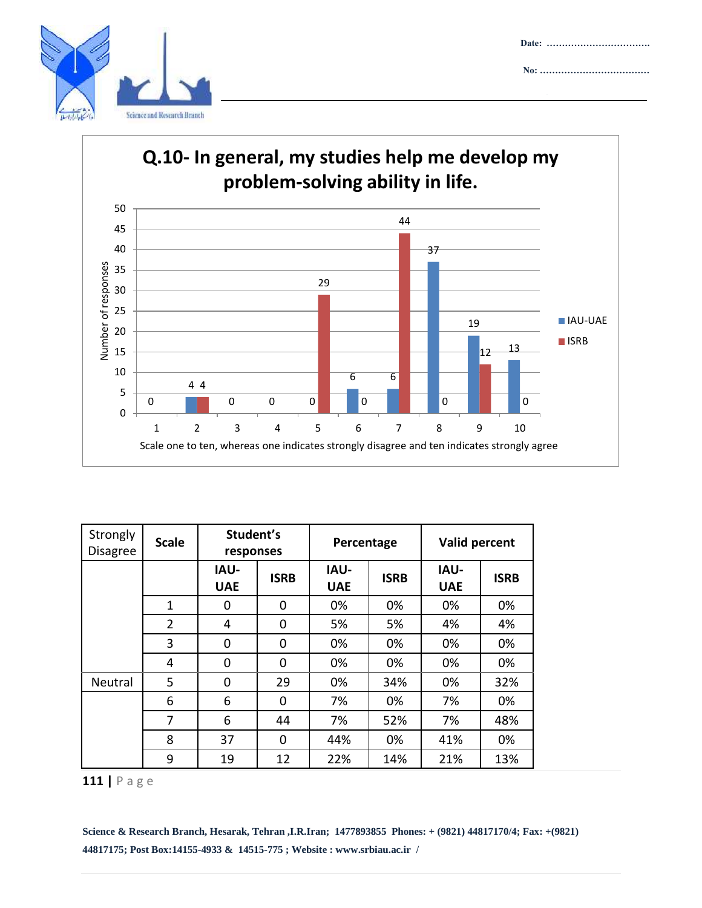Q.10- In general, my studies help me develop my problem-solving ability in life.

| Strongly Disagree | Scale | Student's responses | | Percentage | | Valid percent | |
|---|---|---|---|---|---|---|---|
| | | IAU-UAE | ISRB | IAU-UAE | ISRB | IAU-UAE | ISRB |
| | 1 | 0 | 0 | 0% | 0% | 0% | 0% |
| | 2 | 4 | 0 | 5% | 5% | 4% | 4% |
| | 3 | 0 | 0 | 0% | 0% | 0% | 0% |
| | 4 | 0 | 0 | 0% | 0% | 0% | 0% |
| Neutral | 5 | 0 | 29 | 0% | 34% | 0% | 32% |
| | 6 | 6 | 0 | 7% | 0% | 7% | 0% |
| | 7 | 6 | 44 | 7% | 52% | 7% | 48% |
| | 8 | 37 | 0 | 44% | 0% | 41% | 0% |
| | 9 | 19 | 12 | 22% | 14% | 21% | 13% |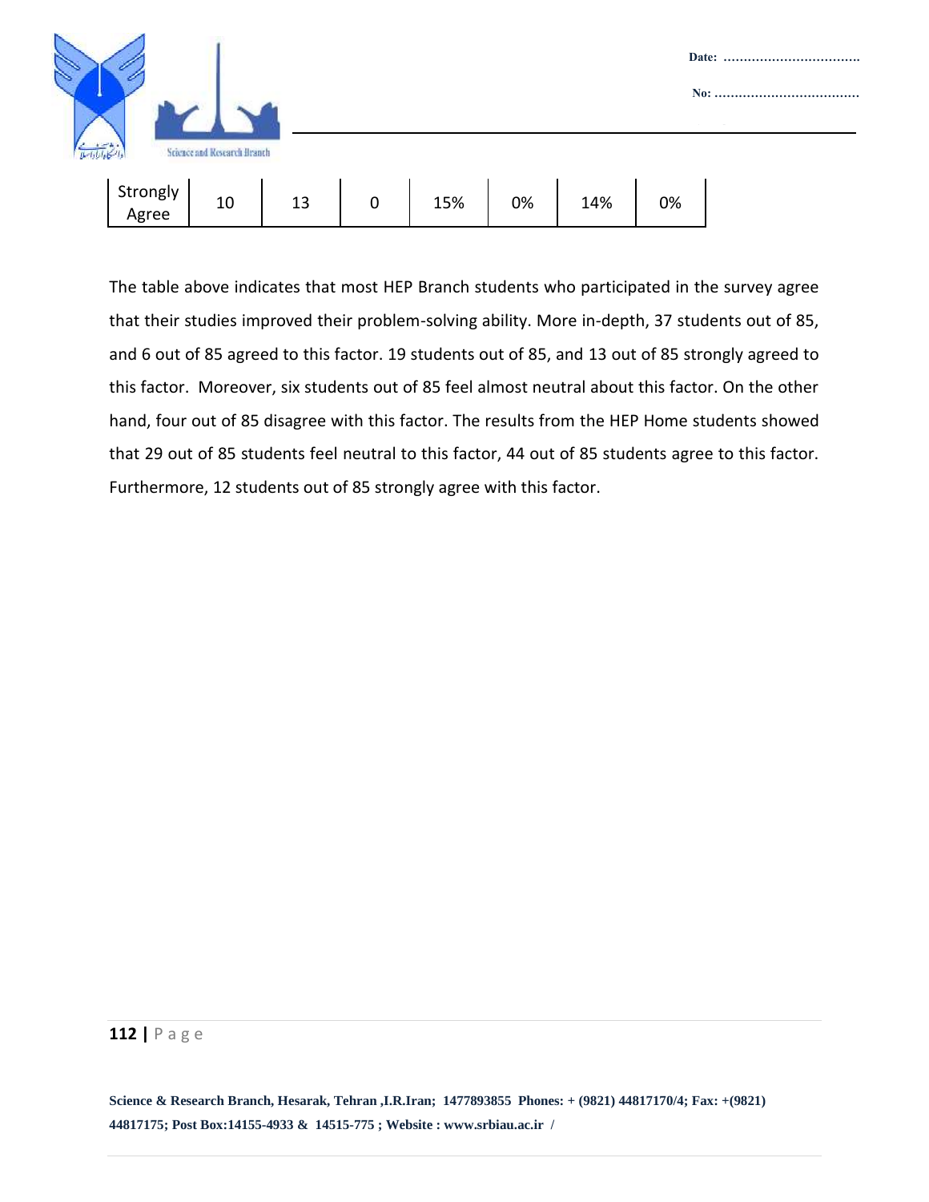| Strongly Agree | 10 | 13 | 0 | 15% | 0% | 14% | 0% |
|---|---|---|---|---|---|---|---|

The table above indicates that most HEP Branch students who participated in the survey agree that their studies improved their problem-solving ability. More in-depth, 37 students out of 85, and 6 out of 85 agreed to this factor. 19 students out of 85, and 13 out of 85 strongly agreed to this factor. Moreover, six students out of 85 feel almost neutral about this factor. On the other hand, four out of 85 disagree with this factor. The results from the HEP Home students showed that 29 out of 85 students feel neutral to this factor, 44 out of 85 students agree to this factor. Furthermore, 12 students out of 85 strongly agree with this factor.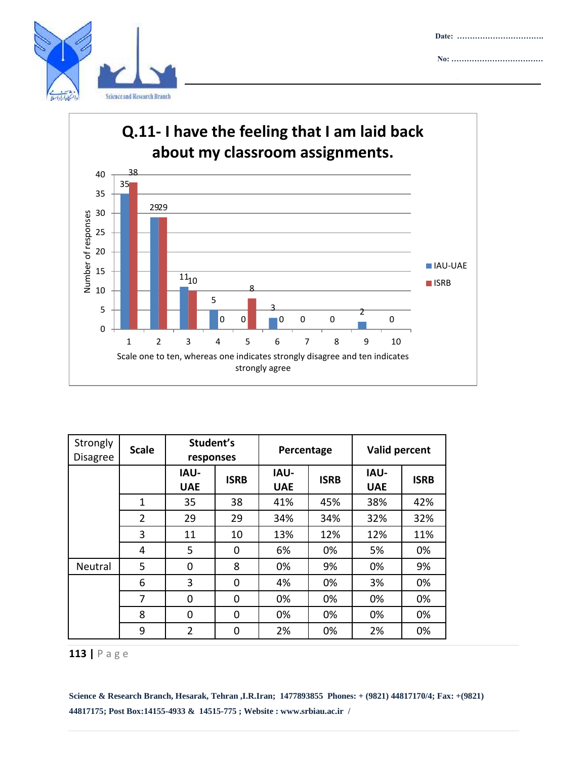## Q.11- I have the feeling that I am laid back about my classroom assignments.

| Scale | IAU-UAE | ISRB |
|---|---|---|
| 1 | 35 | 38 |
| 2 | 29 | 29 |
| 3 | 11 | 10 |
| 4 | 5 | 0 |
| 5 | 0 | 8 |
| 6 | 3 | 0 |
| 7 | 0 | |
| 8 | 0 | |
| 9 | 2 | |
| 10 | 0 | |

Number of responses

Scale one to ten, whereas one indicates strongly disagree and ten indicates strongly agree

| Strongly Disagree | Scale | Student's responses | | Percentage | | Valid percent | |
|---|---|---|---|---|---|---|---|
| | | IAU-UAE | ISRB | IAU-UAE | ISRB | IAU-UAE | ISRB |
| | 1 | 35 | 38 | 41% | 45% | 38% | 42% |
| | 2 | 29 | 29 | 34% | 34% | 32% | 32% |
| | 3 | 11 | 10 | 13% | 12% | 12% | 11% |
| | 4 | 5 | 0 | 6% | 0% | 5% | 0% |
| Neutral | 5 | 0 | 8 | 0% | 9% | 0% | 9% |
| | 6 | 3 | 0 | 4% | 0% | 3% | 0% |
| | 7 | 0 | 0 | 0% | 0% | 0% | 0% |
| | 8 | 0 | 0 | 0% | 0% | 0% | 0% |
| | 9 | 2 | 0 | 2% | 0% | 2% | 0% |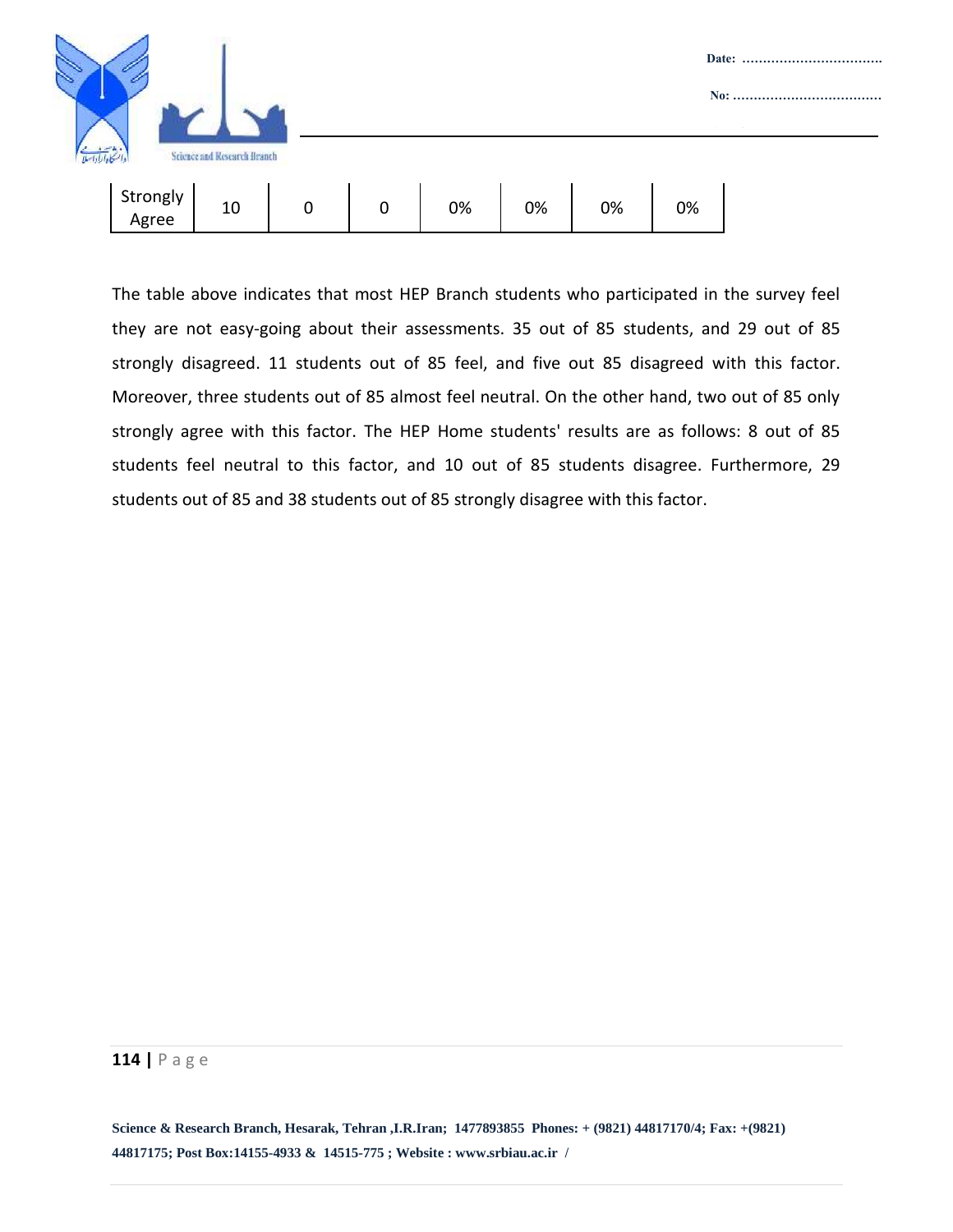| Strongly Agree | 10 | 0 | 0 | 0% | 0% | 0% | 0% |
|---|---|---|---|---|---|---|---|

The table above indicates that most HEP Branch students who participated in the survey feel they are not easy-going about their assessments. 35 out of 85 students, and 29 out of 85 strongly disagreed. 11 students out of 85 feel, and five out 85 disagreed with this factor. Moreover, three students out of 85 almost feel neutral. On the other hand, two out of 85 only strongly agree with this factor. The HEP Home students' results are as follows: 8 out of 85 students feel neutral to this factor, and 10 out of 85 students disagree. Furthermore, 29 students out of 85 and 38 students out of 85 strongly disagree with this factor.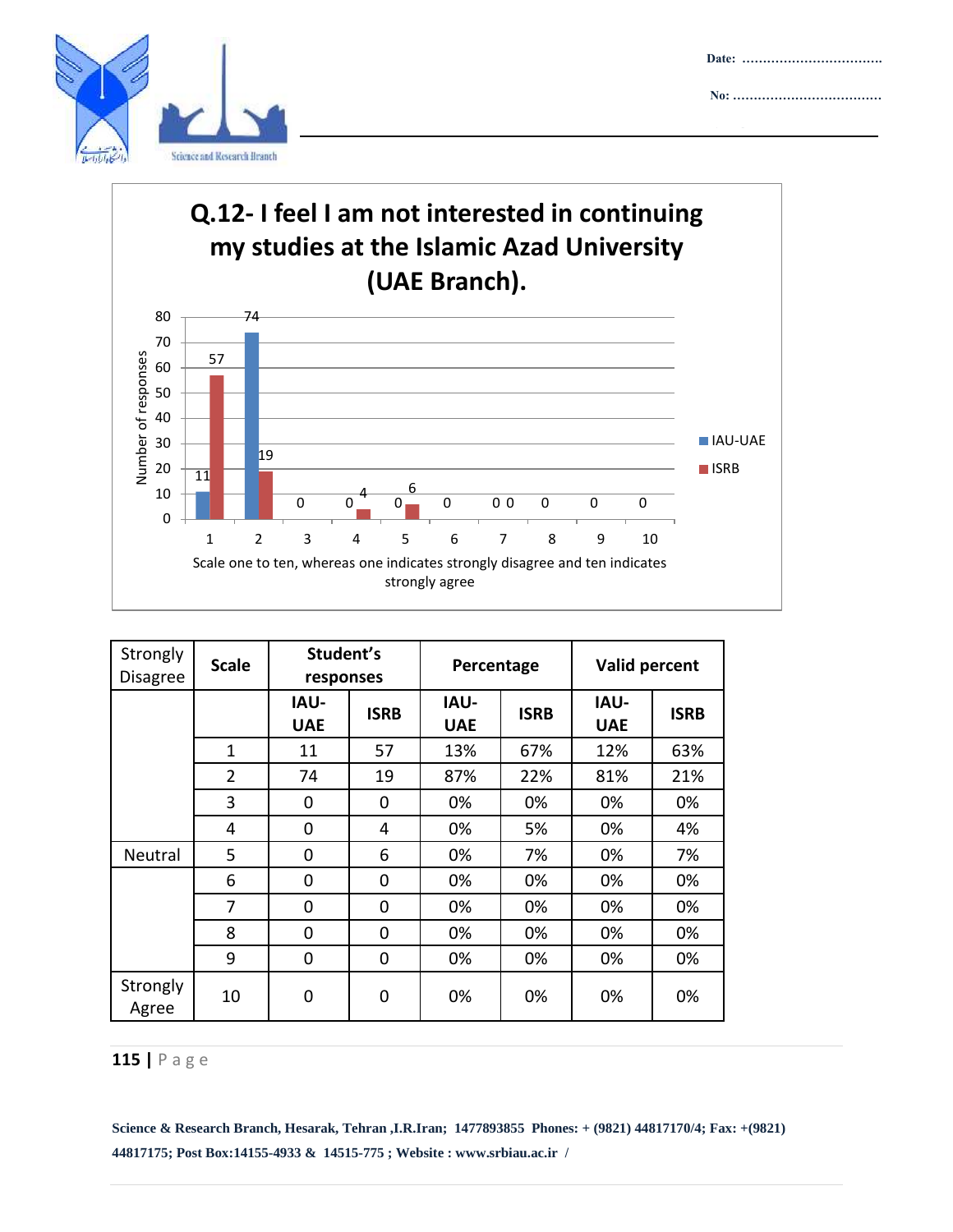## Q.12- I feel I am not interested in continuing my studies at the Islamic Azad University (UAE Branch).

| Strongly Disagree | Scale | Student's responses | | Percentage | | Valid percent | |
|---|---|---|---|---|---|---|---|
| | | IAU-UAE | ISRB | IAU-UAE | ISRB | IAU-UAE | ISRB |
| | 1 | 11 | 57 | 13% | 67% | 12% | 63% |
| | 2 | 74 | 19 | 87% | 22% | 81% | 21% |
| | 3 | 0 | 0 | 0% | 0% | 0% | 0% |
| | 4 | 0 | 4 | 0% | 5% | 0% | 4% |
| Neutral | 5 | 0 | 6 | 0% | 7% | 0% | 7% |
| | 6 | 0 | 0 | 0% | 0% | 0% | 0% |
| | 7 | 0 | 0 | 0% | 0% | 0% | 0% |
| | 8 | 0 | 0 | 0% | 0% | 0% | 0% |
| | 9 | 0 | 0 | 0% | 0% | 0% | 0% |
| Strongly Agree | 10 | 0 | 0 | 0% | 0% | 0% | 0% |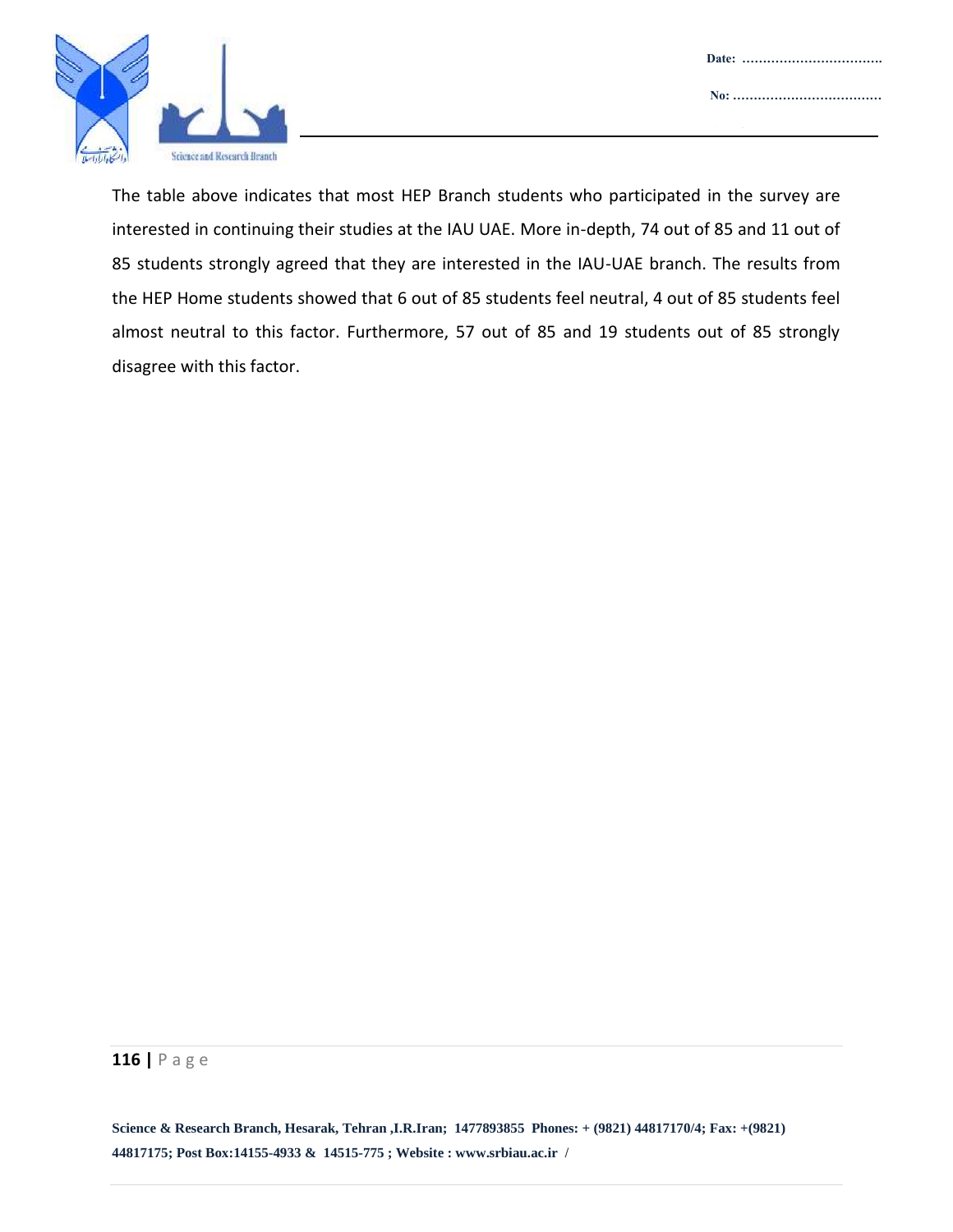The table above indicates that most HEP Branch students who participated in the survey are interested in continuing their studies at the IAU UAE. More in-depth, 74 out of 85 and 11 out of 85 students strongly agreed that they are interested in the IAU-UAE branch. The results from the HEP Home students showed that 6 out of 85 students feel neutral, 4 out of 85 students feel almost neutral to this factor. Furthermore, 57 out of 85 and 19 students out of 85 strongly disagree with this factor.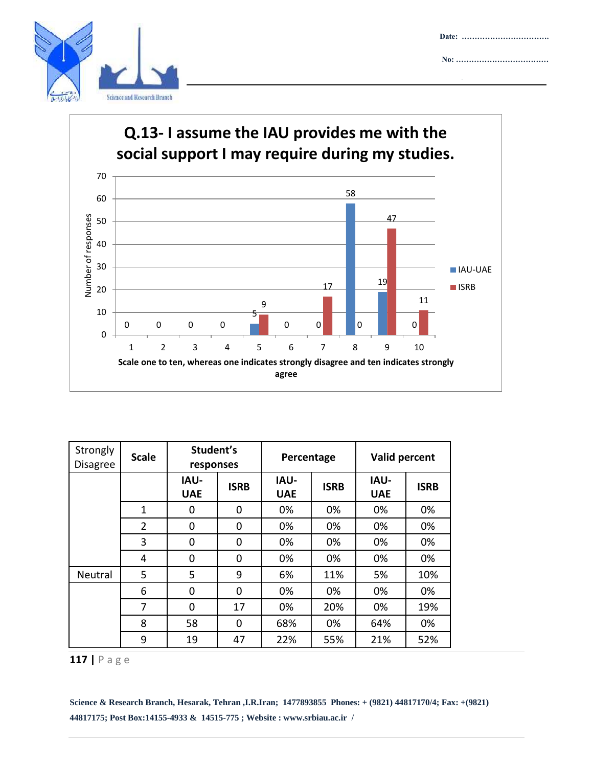## Q.13- I assume the IAU provides me with the social support I may require during my studies.

| Scale | IAU-UAE | ISRB |
|---|---|---|
| 1 | 0 | 0 |
| 2 | 0 | 0 |
| 3 | 0 | 0 |
| 4 | 0 | 0 |
| 5 | 5 | 9 |
| 6 | 0 | 0 |
| 7 | 0 | 17 |
| 8 | 58 | 0 |
| 9 | 19 | 47 |
| 10 | 0 | 11 |

Number of responses

Scale one to ten, whereas one indicates strongly disagree and ten indicates strongly agree

| Strongly Disagree | Scale | Student's responses | | Percentage | | Valid percent | |
|---|---|---|---|---|---|---|---|
| | | IAU-UAE | ISRB | IAU-UAE | ISRB | IAU-UAE | ISRB |
| | 1 | 0 | 0 | 0% | 0% | 0% | 0% |
| | 2 | 0 | 0 | 0% | 0% | 0% | 0% |
| | 3 | 0 | 0 | 0% | 0% | 0% | 0% |
| | 4 | 0 | 0 | 0% | 0% | 0% | 0% |
| Neutral | 5 | 5 | 9 | 6% | 11% | 5% | 10% |
| | 6 | 0 | 0 | 0% | 0% | 0% | 0% |
| | 7 | 0 | 17 | 0% | 20% | 0% | 19% |
| | 8 | 58 | 0 | 68% | 0% | 64% | 0% |
| | 9 | 19 | 47 | 22% | 55% | 21% | 52% |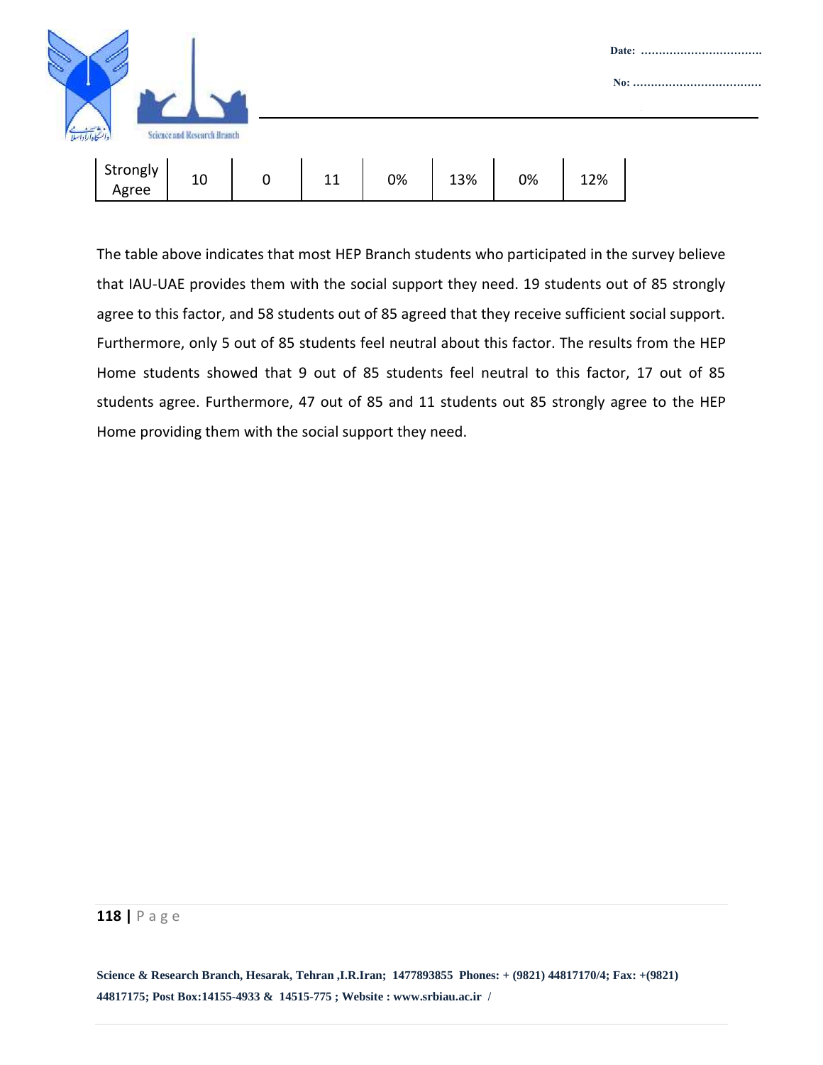| Strongly Agree | 10 | 0 | 11 | 0% | 13% | 0% | 12% |
|---|---|---|---|---|---|---|---|

The table above indicates that most HEP Branch students who participated in the survey believe that IAU-UAE provides them with the social support they need. 19 students out of 85 strongly agree to this factor, and 58 students out of 85 agreed that they receive sufficient social support. Furthermore, only 5 out of 85 students feel neutral about this factor. The results from the HEP Home students showed that 9 out of 85 students feel neutral to this factor, 17 out of 85 students agree. Furthermore, 47 out of 85 and 11 students out 85 strongly agree to the HEP Home providing them with the social support they need.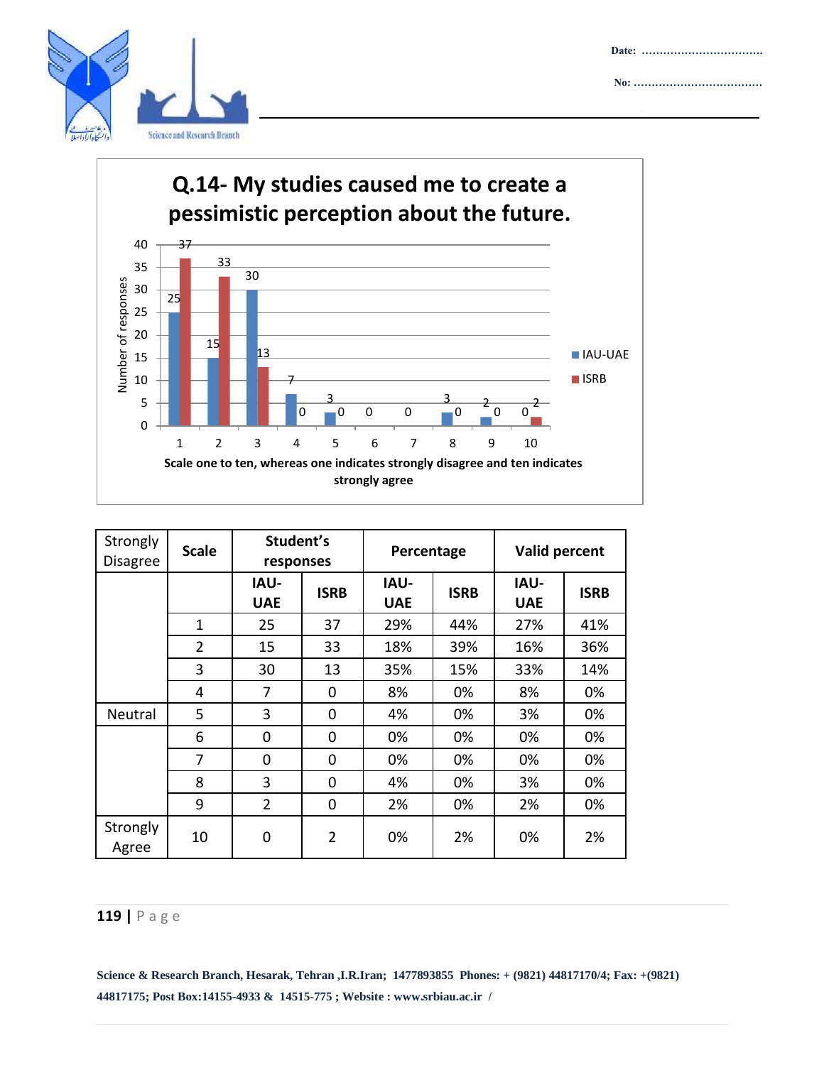**Q.14- My studies caused me to create a pessimistic perception about the future.**

| Strongly Disagree | Scale | Student's responses | | Percentage | | Valid percent | |
|---|---|---|---|---|---|---|---|
| | | IAU-UAE | ISRB | IAU-UAE | ISRB | IAU-UAE | ISRB |
| | 1 | 25 | 37 | 29% | 44% | 27% | 41% |
| | 2 | 15 | 33 | 18% | 39% | 16% | 36% |
| | 3 | 30 | 13 | 35% | 15% | 33% | 14% |
| | 4 | 7 | 0 | 8% | 0% | 8% | 0% |
| Neutral | 5 | 3 | 0 | 4% | 0% | 3% | 0% |
| | 6 | 0 | 0 | 0% | 0% | 0% | 0% |
| | 7 | 0 | 0 | 0% | 0% | 0% | 0% |
| | 8 | 3 | 0 | 4% | 0% | 3% | 0% |
| | 9 | 2 | 0 | 2% | 0% | 2% | 0% |
| Strongly Agree | 10 | 0 | 2 | 0% | 2% | 0% | 2% |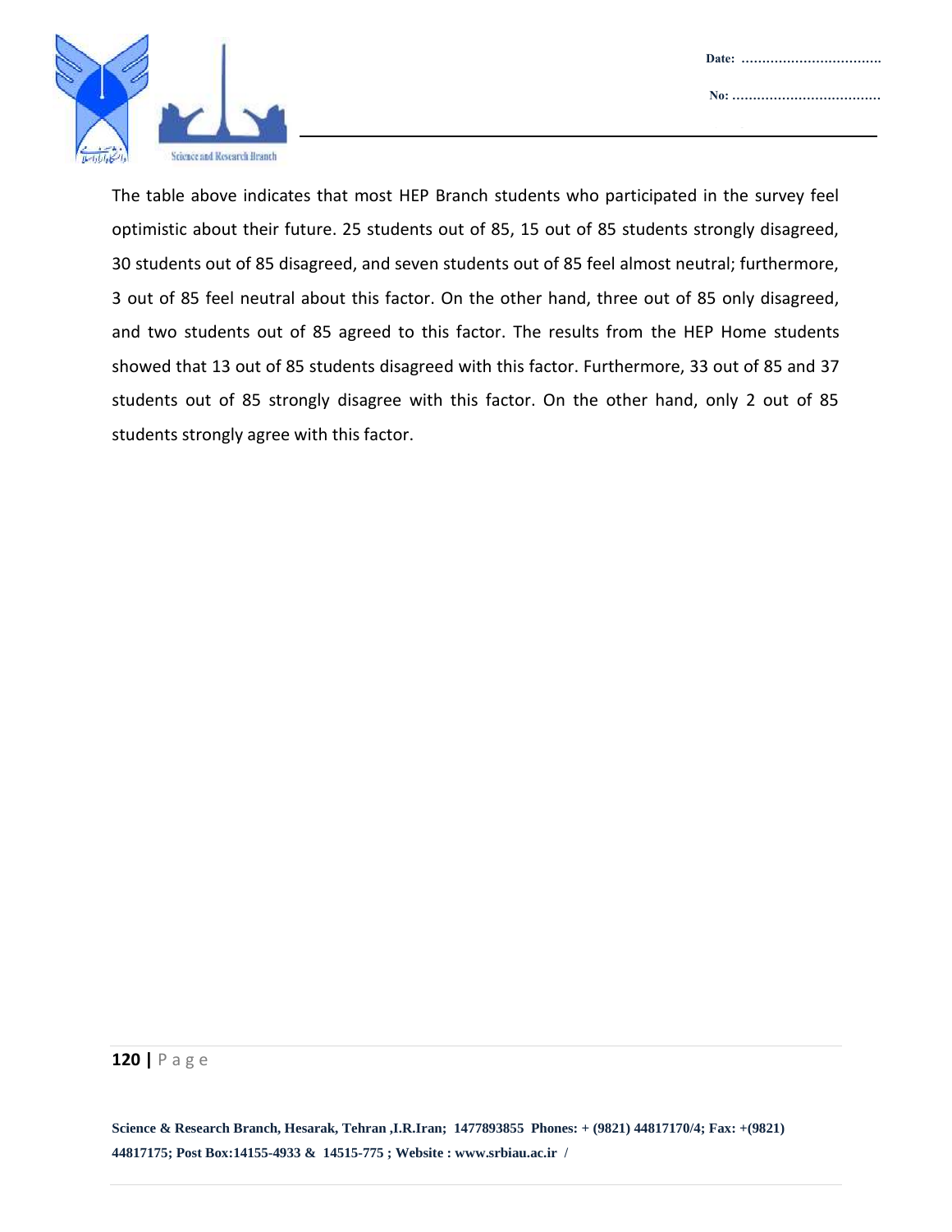The table above indicates that most HEP Branch students who participated in the survey feel optimistic about their future. 25 students out of 85, 15 out of 85 students strongly disagreed, 30 students out of 85 disagreed, and seven students out of 85 feel almost neutral; furthermore, 3 out of 85 feel neutral about this factor. On the other hand, three out of 85 only disagreed, and two students out of 85 agreed to this factor. The results from the HEP Home students showed that 13 out of 85 students disagreed with this factor. Furthermore, 33 out of 85 and 37 students out of 85 strongly disagree with this factor. On the other hand, only 2 out of 85 students strongly agree with this factor.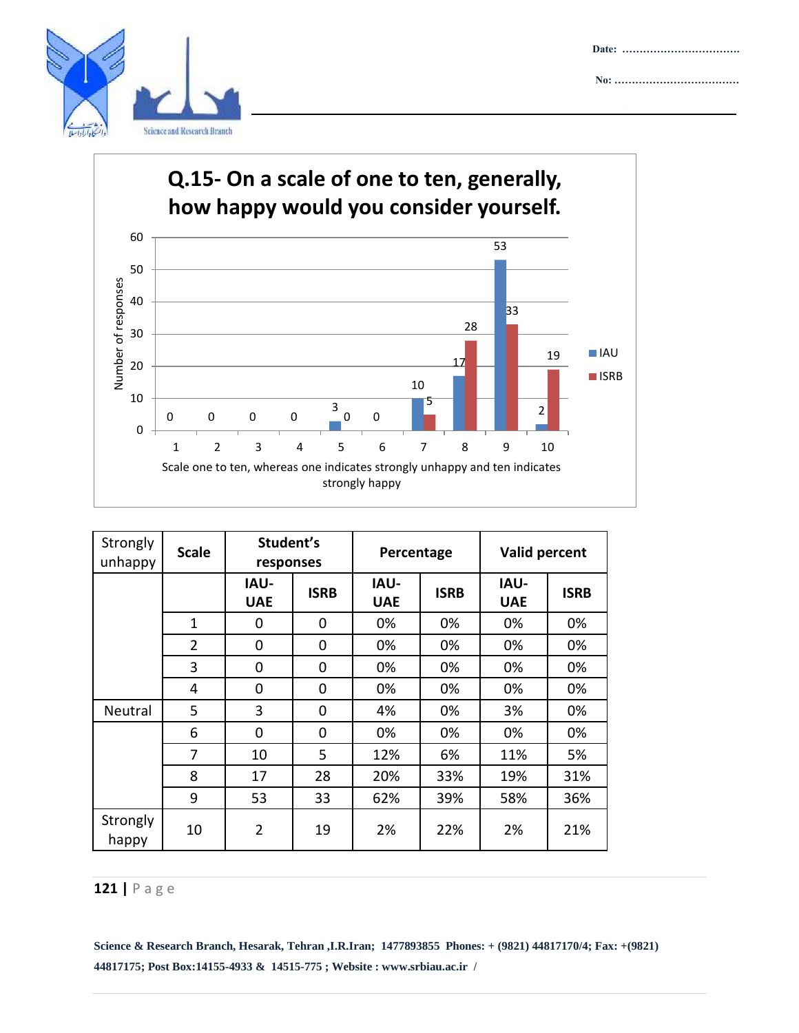## Q.15- On a scale of one to ten, generally, how happy would you consider yourself.

| Scale | IAU | ISRB |
|---|---|---|
| 1 | 0 | |
| 2 | 0 | |
| 3 | 0 | |
| 4 | 0 | |
| 5 | 3 | 0 |
| 6 | 0 | |
| 7 | 10 | 5 |
| 8 | 17 | 28 |
| 9 | 53 | 33 |
| 10 | 2 | 19 |

Number of responses

Scale one to ten, whereas one indicates strongly unhappy and ten indicates strongly happy

| Strongly unhappy | Scale | Student's responses | | Percentage | | Valid percent | |
|---|---|---|---|---|---|---|---|
| | | IAU-UAE | ISRB | IAU-UAE | ISRB | IAU-UAE | ISRB |
| | 1 | 0 | 0 | 0% | 0% | 0% | 0% |
| | 2 | 0 | 0 | 0% | 0% | 0% | 0% |
| | 3 | 0 | 0 | 0% | 0% | 0% | 0% |
| | 4 | 0 | 0 | 0% | 0% | 0% | 0% |
| Neutral | 5 | 3 | 0 | 4% | 0% | 3% | 0% |
| | 6 | 0 | 0 | 0% | 0% | 0% | 0% |
| | 7 | 10 | 5 | 12% | 6% | 11% | 5% |
| | 8 | 17 | 28 | 20% | 33% | 19% | 31% |
| | 9 | 53 | 33 | 62% | 39% | 58% | 36% |
| Strongly happy | 10 | 2 | 19 | 2% | 22% | 2% | 21% |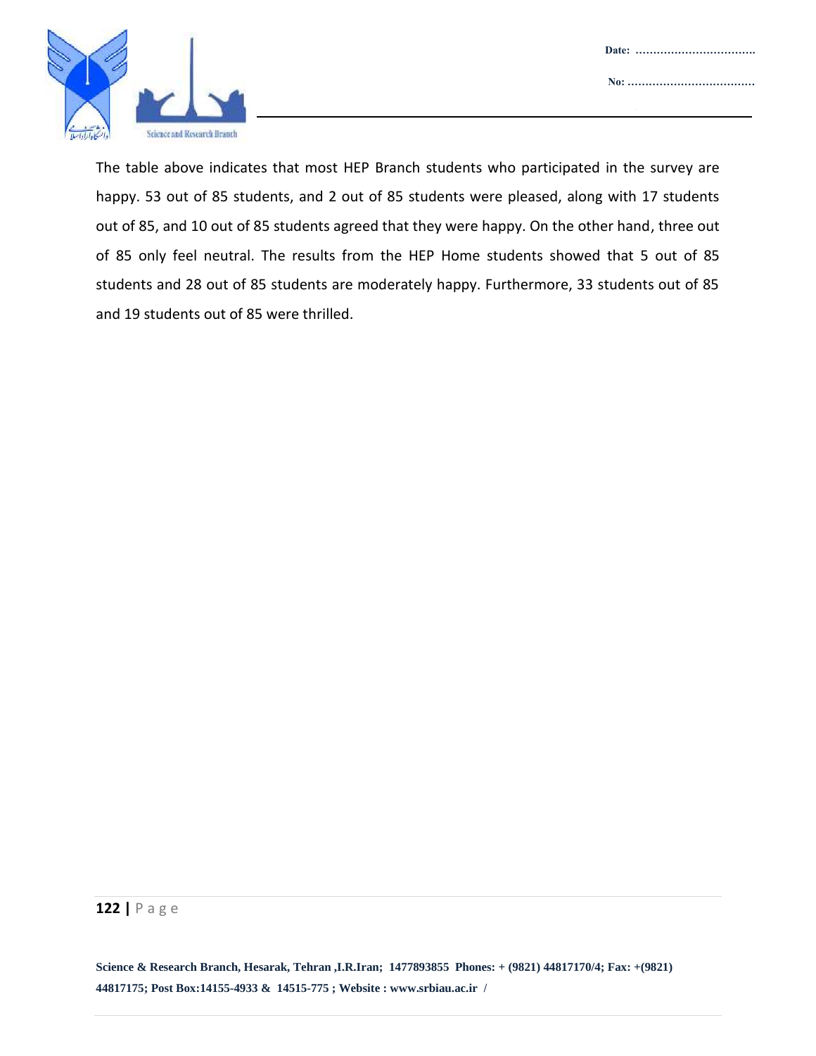The table above indicates that most HEP Branch students who participated in the survey are happy. 53 out of 85 students, and 2 out of 85 students were pleased, along with 17 students out of 85, and 10 out of 85 students agreed that they were happy. On the other hand, three out of 85 only feel neutral. The results from the HEP Home students showed that 5 out of 85 students and 28 out of 85 students are moderately happy. Furthermore, 33 students out of 85 and 19 students out of 85 were thrilled.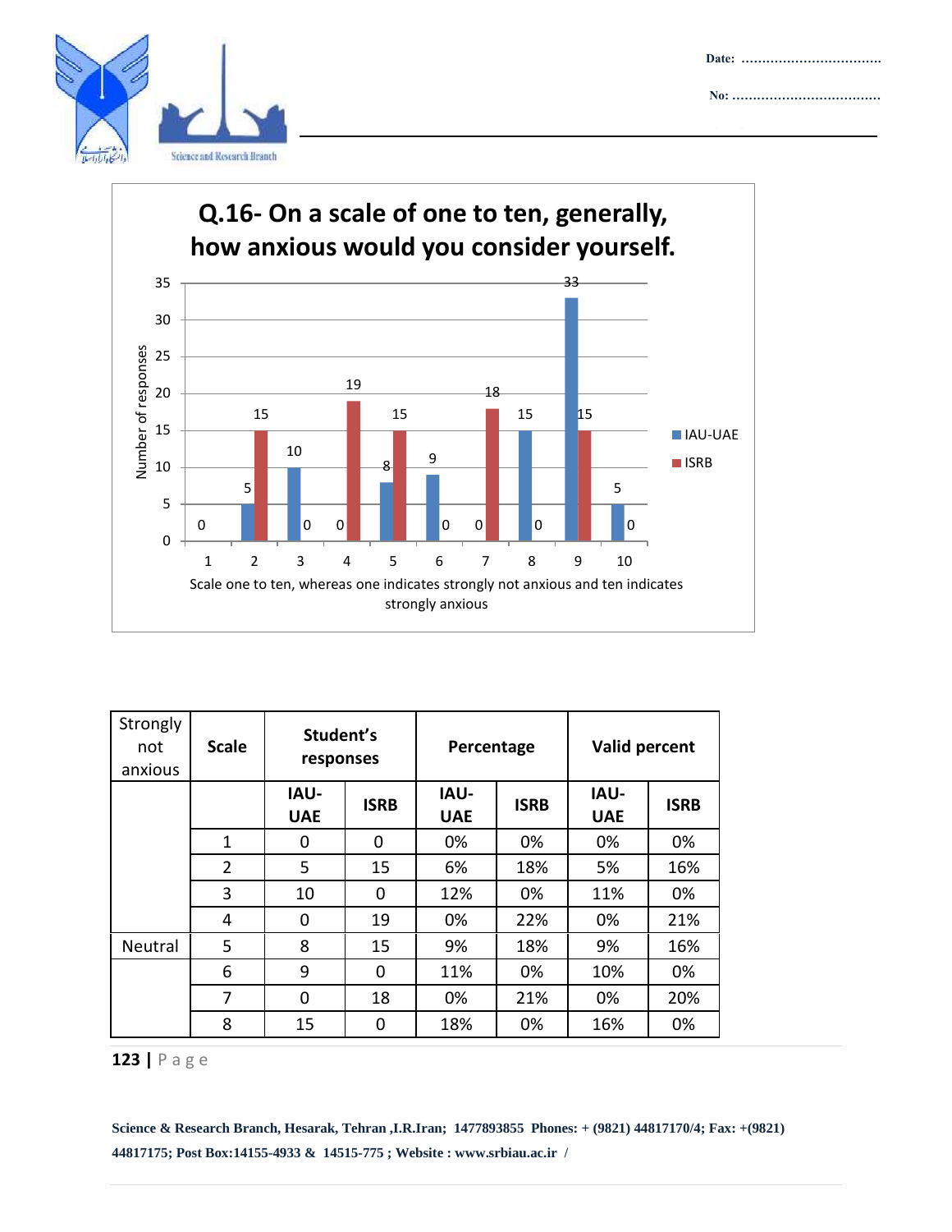**Q.16- On a scale of one to ten, generally, how anxious would you consider yourself.**

| Scale | IAU-UAE | ISRB |
|---|---|---|
| 1 | 0 | 0 |
| 2 | 5 | 15 |
| 3 | 10 | 0 |
| 4 | 0 | 19 |
| 5 | 8 | 15 |
| 6 | 9 | 0 |
| 7 | 0 | 18 |
| 8 | 15 | 0 |
| 9 | 33 | 15 |
| 10 | 5 | 0 |

Number of responses

Scale one to ten, whereas one indicates strongly not anxious and ten indicates strongly anxious

| Strongly not anxious | Scale | Student's responses | | Percentage | | Valid percent | |
|---|---|---|---|---|---|---|---|
| | | IAU-UAE | ISRB | IAU-UAE | ISRB | IAU-UAE | ISRB |
| | 1 | 0 | 0 | 0% | 0% | 0% | 0% |
| | 2 | 5 | 15 | 6% | 18% | 5% | 16% |
| | 3 | 10 | 0 | 12% | 0% | 11% | 0% |
| | 4 | 0 | 19 | 0% | 22% | 0% | 21% |
| Neutral | 5 | 8 | 15 | 9% | 18% | 9% | 16% |
| | 6 | 9 | 0 | 11% | 0% | 10% | 0% |
| | 7 | 0 | 18 | 0% | 21% | 0% | 20% |
| | 8 | 15 | 0 | 18% | 0% | 16% | 0% |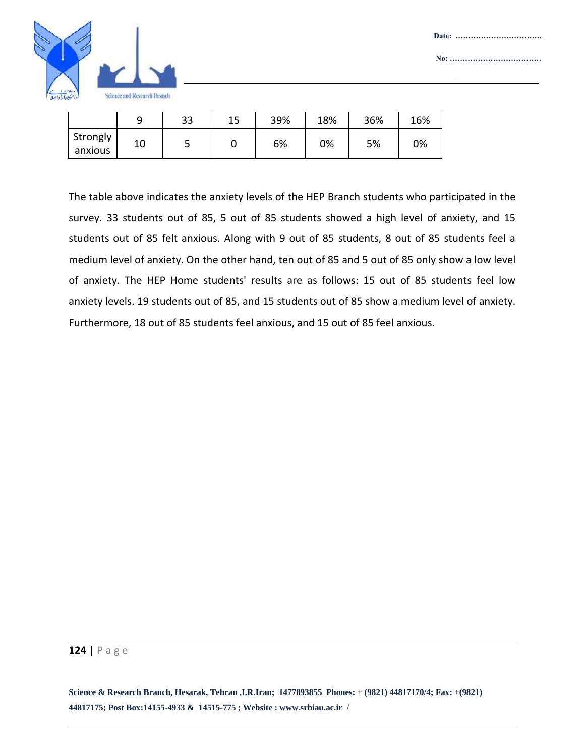|  | 9 | 33 | 15 | 39% | 18% | 36% | 16% |
|---|---|---|---|---|---|---|---|
| Strongly anxious | 10 | 5 | 0 | 6% | 0% | 5% | 0% |

The table above indicates the anxiety levels of the HEP Branch students who participated in the survey. 33 students out of 85, 5 out of 85 students showed a high level of anxiety, and 15 students out of 85 felt anxious. Along with 9 out of 85 students, 8 out of 85 students feel a medium level of anxiety. On the other hand, ten out of 85 and 5 out of 85 only show a low level of anxiety. The HEP Home students' results are as follows: 15 out of 85 students feel low anxiety levels. 19 students out of 85, and 15 students out of 85 show a medium level of anxiety. Furthermore, 18 out of 85 students feel anxious, and 15 out of 85 feel anxious.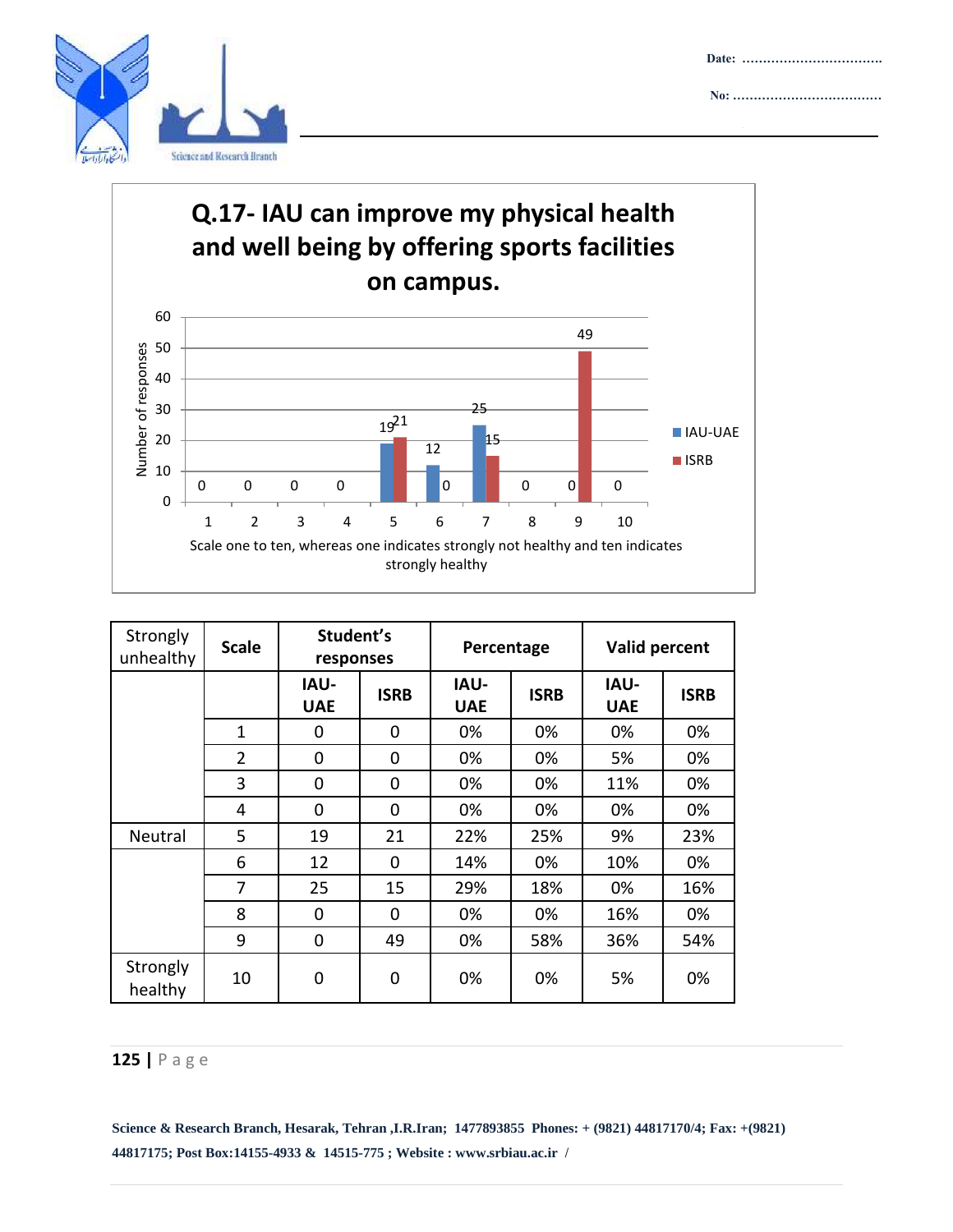**Q.17- IAU can improve my physical health and well being by offering sports facilities on campus.**

| Scale | IAU-UAE | ISRB |
|---|---|---|
| 1 | 0 | 0 |
| 2 | 0 | 0 |
| 3 | 0 | 0 |
| 4 | 0 | 0 |
| 5 | 19 | 21 |
| 6 | 12 | 0 |
| 7 | 25 | 15 |
| 8 | 0 | 0 |
| 9 | 0 | 49 |
| 10 | 0 | 0 |

Number of responses

Scale one to ten, whereas one indicates strongly not healthy and ten indicates strongly healthy

| Strongly unhealthy | Scale | Student's responses | | Percentage | | Valid percent | |
|---|---|---|---|---|---|---|---|
| | | IAU-UAE | ISRB | IAU-UAE | ISRB | IAU-UAE | ISRB |
| | 1 | 0 | 0 | 0% | 0% | 0% | 0% |
| | 2 | 0 | 0 | 0% | 0% | 5% | 0% |
| | 3 | 0 | 0 | 0% | 0% | 11% | 0% |
| | 4 | 0 | 0 | 0% | 0% | 0% | 0% |
| Neutral | 5 | 19 | 21 | 22% | 25% | 9% | 23% |
| | 6 | 12 | 0 | 14% | 0% | 10% | 0% |
| | 7 | 25 | 15 | 29% | 18% | 0% | 16% |
| | 8 | 0 | 0 | 0% | 0% | 16% | 0% |
| | 9 | 0 | 49 | 0% | 58% | 36% | 54% |
| Strongly healthy | 10 | 0 | 0 | 0% | 0% | 5% | 0% |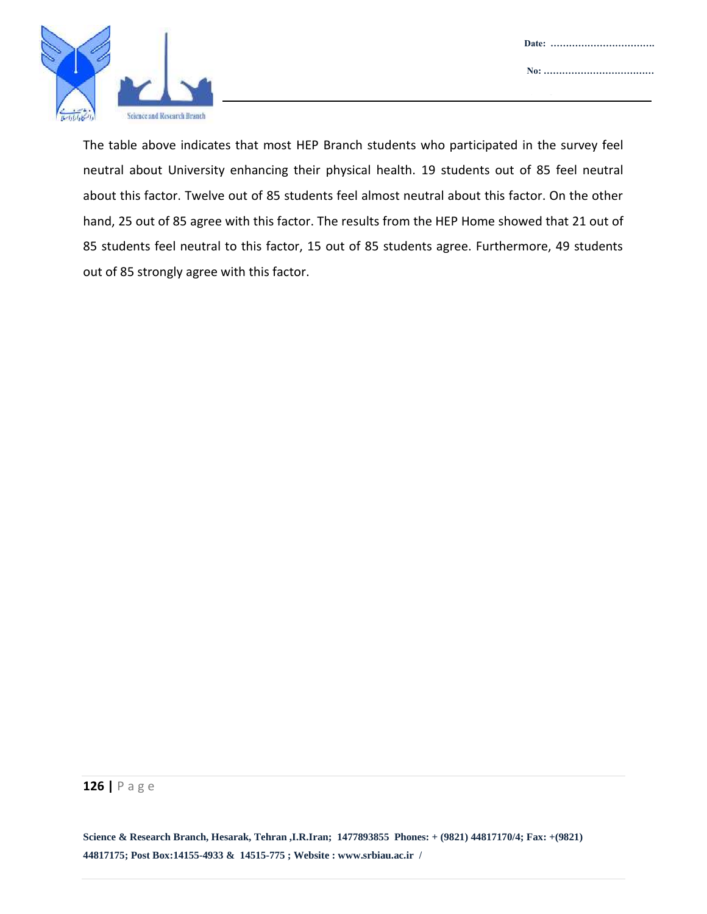The table above indicates that most HEP Branch students who participated in the survey feel neutral about University enhancing their physical health. 19 students out of 85 feel neutral about this factor. Twelve out of 85 students feel almost neutral about this factor. On the other hand, 25 out of 85 agree with this factor. The results from the HEP Home showed that 21 out of 85 students feel neutral to this factor, 15 out of 85 students agree. Furthermore, 49 students out of 85 strongly agree with this factor.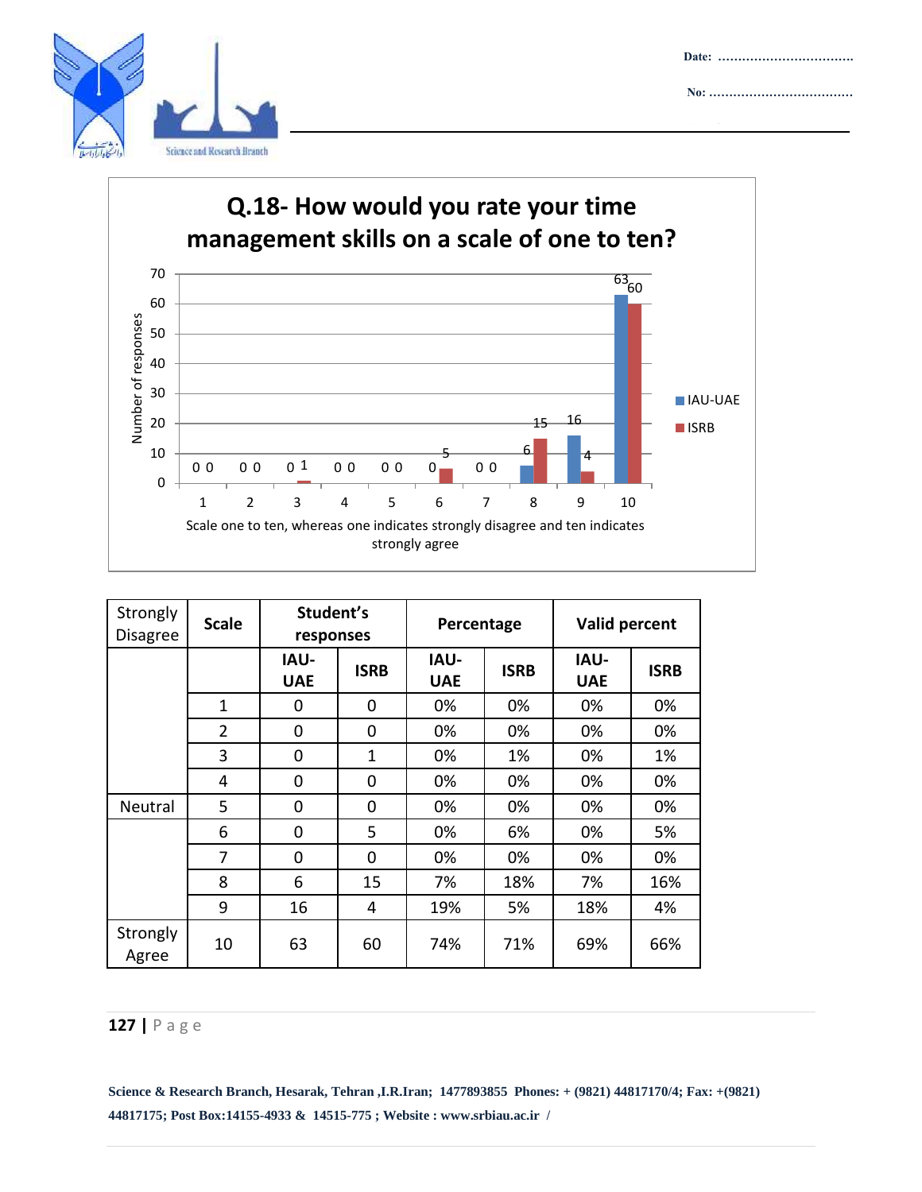## Q.18- How would you rate your time management skills on a scale of one to ten?

| Scale | IAU-UAE | ISRB |
|---|---|---|
| 1 | 0 | 0 |
| 2 | 0 | 0 |
| 3 | 0 | 1 |
| 4 | 0 | 0 |
| 5 | 0 | 0 |
| 6 | 0 | 5 |
| 7 | 0 | 0 |
| 8 | 6 | 15 |
| 9 | 16 | 4 |
| 10 | 63 | 60 |

Number of responses

Scale one to ten, whereas one indicates strongly disagree and ten indicates strongly agree

| Strongly Disagree | Scale | Student's responses | | Percentage | | Valid percent | |
|---|---|---|---|---|---|---|---|
| | | IAU-UAE | ISRB | IAU-UAE | ISRB | IAU-UAE | ISRB |
| | 1 | 0 | 0 | 0% | 0% | 0% | 0% |
| | 2 | 0 | 0 | 0% | 0% | 0% | 0% |
| | 3 | 0 | 1 | 0% | 1% | 0% | 1% |
| | 4 | 0 | 0 | 0% | 0% | 0% | 0% |
| Neutral | 5 | 0 | 0 | 0% | 0% | 0% | 0% |
| | 6 | 0 | 5 | 0% | 6% | 0% | 5% |
| | 7 | 0 | 0 | 0% | 0% | 0% | 0% |
| | 8 | 6 | 15 | 7% | 18% | 7% | 16% |
| | 9 | 16 | 4 | 19% | 5% | 18% | 4% |
| Strongly Agree | 10 | 63 | 60 | 74% | 71% | 69% | 66% |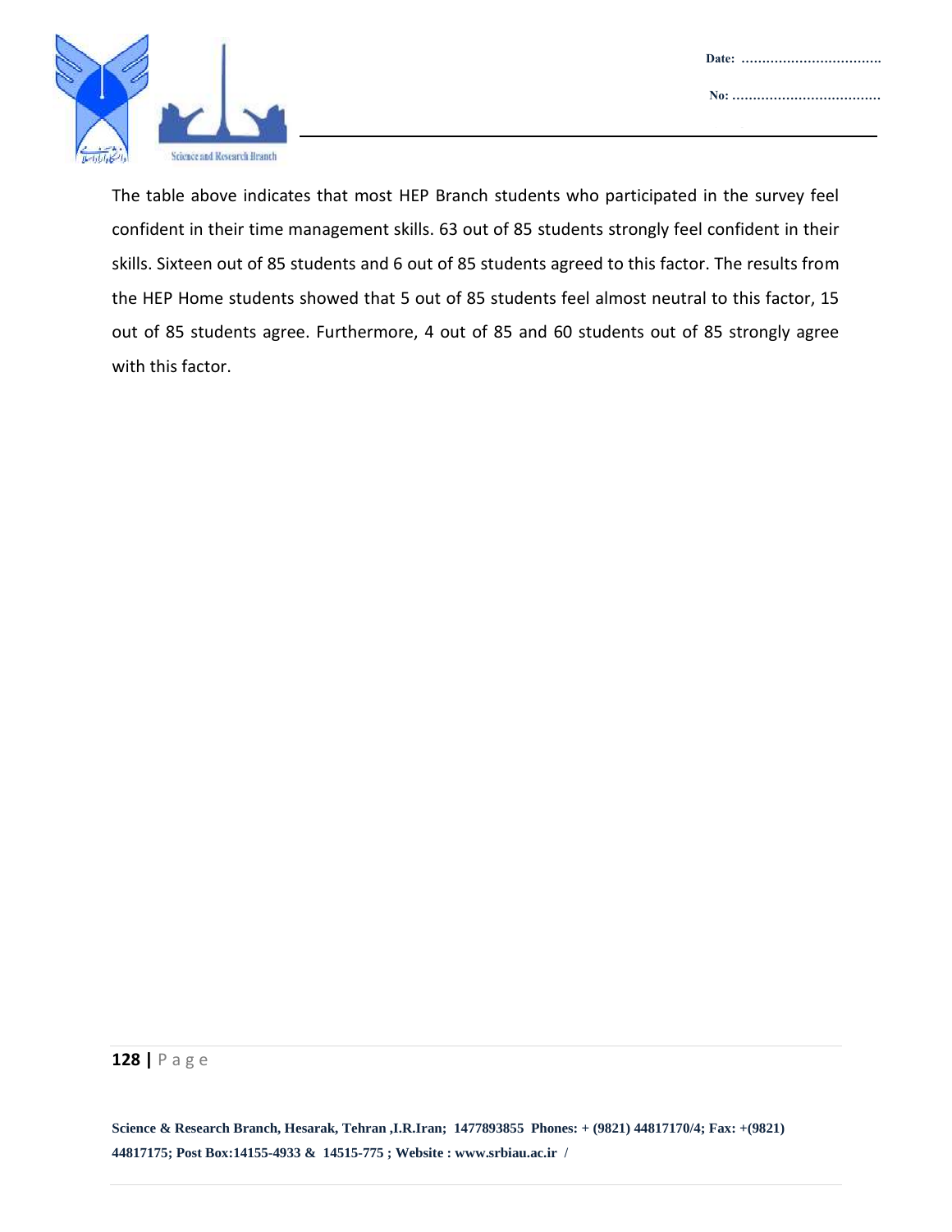The table above indicates that most HEP Branch students who participated in the survey feel confident in their time management skills. 63 out of 85 students strongly feel confident in their skills. Sixteen out of 85 students and 6 out of 85 students agreed to this factor. The results from the HEP Home students showed that 5 out of 85 students feel almost neutral to this factor, 15 out of 85 students agree. Furthermore, 4 out of 85 and 60 students out of 85 strongly agree with this factor.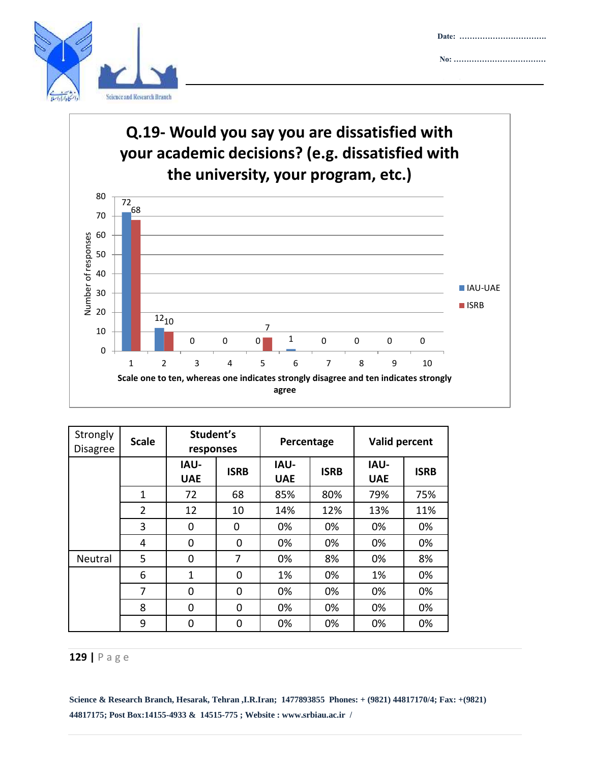## Q.19- Would you say you are dissatisfied with your academic decisions? (e.g. dissatisfied with the university, your program, etc.)

| Scale | IAU-UAE | ISRB |
|---|---|---|
| 1 | 72 | 68 |
| 2 | 12 | 10 |
| 3 | 0 | 0 |
| 4 | 0 | 0 |
| 5 | 0 | 7 |
| 6 | 1 | 0 |
| 7 | 0 | 0 |
| 8 | 0 | 0 |
| 9 | 0 | 0 |
| 10 | 0 | 0 |

Number of responses

Scale one to ten, whereas one indicates strongly disagree and ten indicates strongly agree

| Strongly Disagree | Scale | Student's responses | | Percentage | | Valid percent | |
|---|---|---|---|---|---|---|---|
| | | IAU-UAE | ISRB | IAU-UAE | ISRB | IAU-UAE | ISRB |
| | 1 | 72 | 68 | 85% | 80% | 79% | 75% |
| | 2 | 12 | 10 | 14% | 12% | 13% | 11% |
| | 3 | 0 | 0 | 0% | 0% | 0% | 0% |
| | 4 | 0 | 0 | 0% | 0% | 0% | 0% |
| Neutral | 5 | 0 | 7 | 0% | 8% | 0% | 8% |
| | 6 | 1 | 0 | 1% | 0% | 1% | 0% |
| | 7 | 0 | 0 | 0% | 0% | 0% | 0% |
| | 8 | 0 | 0 | 0% | 0% | 0% | 0% |
| | 9 | 0 | 0 | 0% | 0% | 0% | 0% |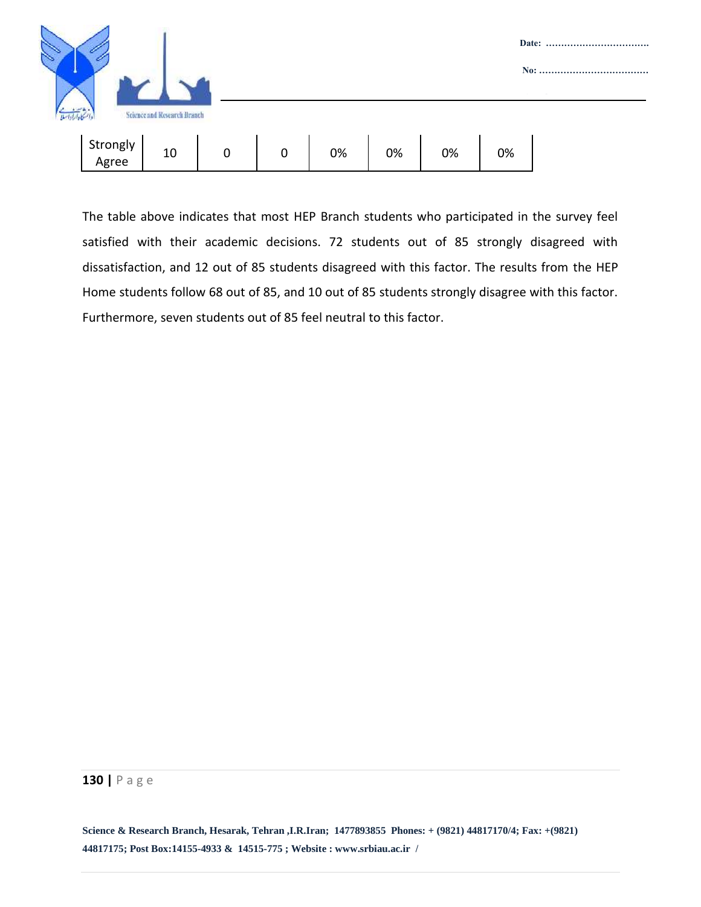| Strongly Agree | 10 | 0 | 0 | 0% | 0% | 0% | 0% |
|---|---|---|---|---|---|---|---|

The table above indicates that most HEP Branch students who participated in the survey feel satisfied with their academic decisions. 72 students out of 85 strongly disagreed with dissatisfaction, and 12 out of 85 students disagreed with this factor. The results from the HEP Home students follow 68 out of 85, and 10 out of 85 students strongly disagree with this factor. Furthermore, seven students out of 85 feel neutral to this factor.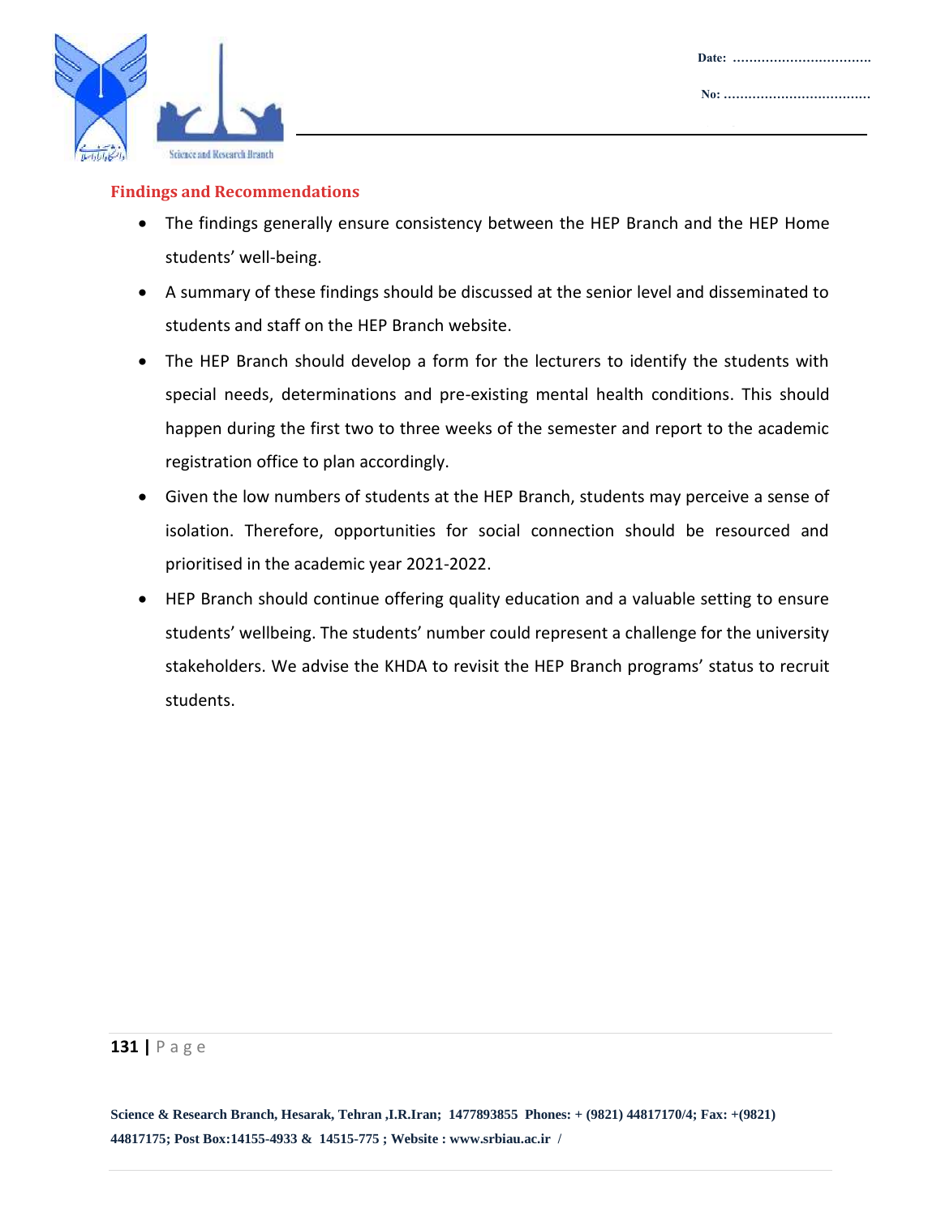## Findings and Recommendations

- The findings generally ensure consistency between the HEP Branch and the HEP Home students' well-being.
- A summary of these findings should be discussed at the senior level and disseminated to students and staff on the HEP Branch website.
- The HEP Branch should develop a form for the lecturers to identify the students with special needs, determinations and pre-existing mental health conditions. This should happen during the first two to three weeks of the semester and report to the academic registration office to plan accordingly.
- Given the low numbers of students at the HEP Branch, students may perceive a sense of isolation. Therefore, opportunities for social connection should be resourced and prioritised in the academic year 2021-2022.
- HEP Branch should continue offering quality education and a valuable setting to ensure students' wellbeing. The students' number could represent a challenge for the university stakeholders. We advise the KHDA to revisit the HEP Branch programs' status to recruit students.